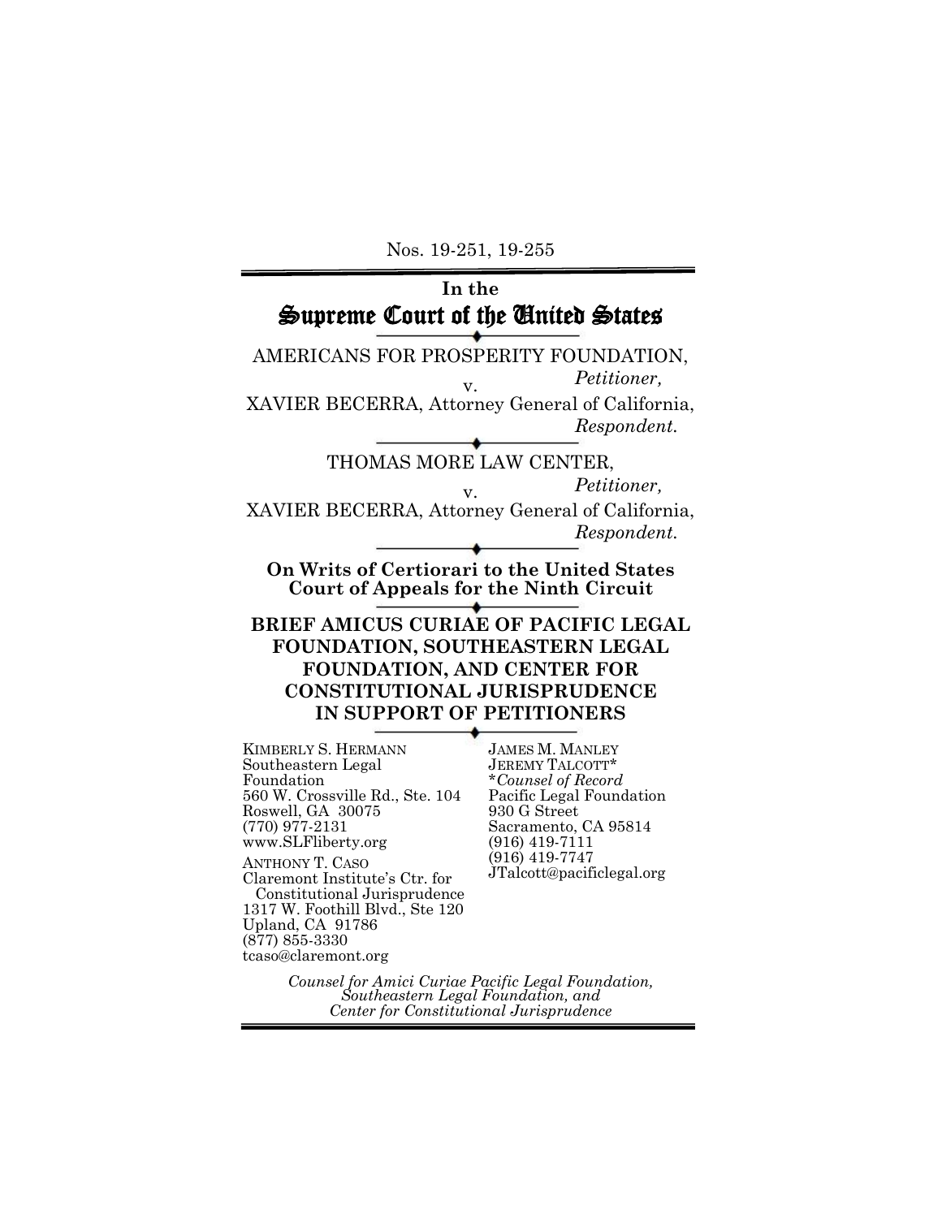Nos. 19-251, 19-255

In the

# Supreme Court of the United States

AMERICANS FOR PROSPERITY FOUNDATION,
*Petitioner,*
v.
XAVIER BECERRA, Attorney General of California,
*Respondent.*

THOMAS MORE LAW CENTER,
*Petitioner,*
v.
XAVIER BECERRA, Attorney General of California,
*Respondent.*

**On Writs of Certiorari to the United States Court of Appeals for the Ninth Circuit**

**BRIEF AMICUS CURIAE OF PACIFIC LEGAL FOUNDATION, SOUTHEASTERN LEGAL FOUNDATION, AND CENTER FOR CONSTITUTIONAL JURISPRUDENCE IN SUPPORT OF PETITIONERS**

KIMBERLY S. HERMANN
Southeastern Legal Foundation
560 W. Crossville Rd., Ste. 104
Roswell, GA 30075
(770) 977-2131
www.SLFliberty.org

ANTHONY T. CASO
Claremont Institute's Ctr. for Constitutional Jurisprudence
1317 W. Foothill Blvd., Ste 120
Upland, CA 91786
(877) 855-3330
tcaso@claremont.org

JAMES M. MANLEY
JEREMY TALCOTT*
**Counsel of Record*
Pacific Legal Foundation
930 G Street
Sacramento, CA 95814
(916) 419-7111
(916) 419-7747
JTalcott@pacificlegal.org

*Counsel for Amici Curiae Pacific Legal Foundation, Southeastern Legal Foundation, and Center for Constitutional Jurisprudence*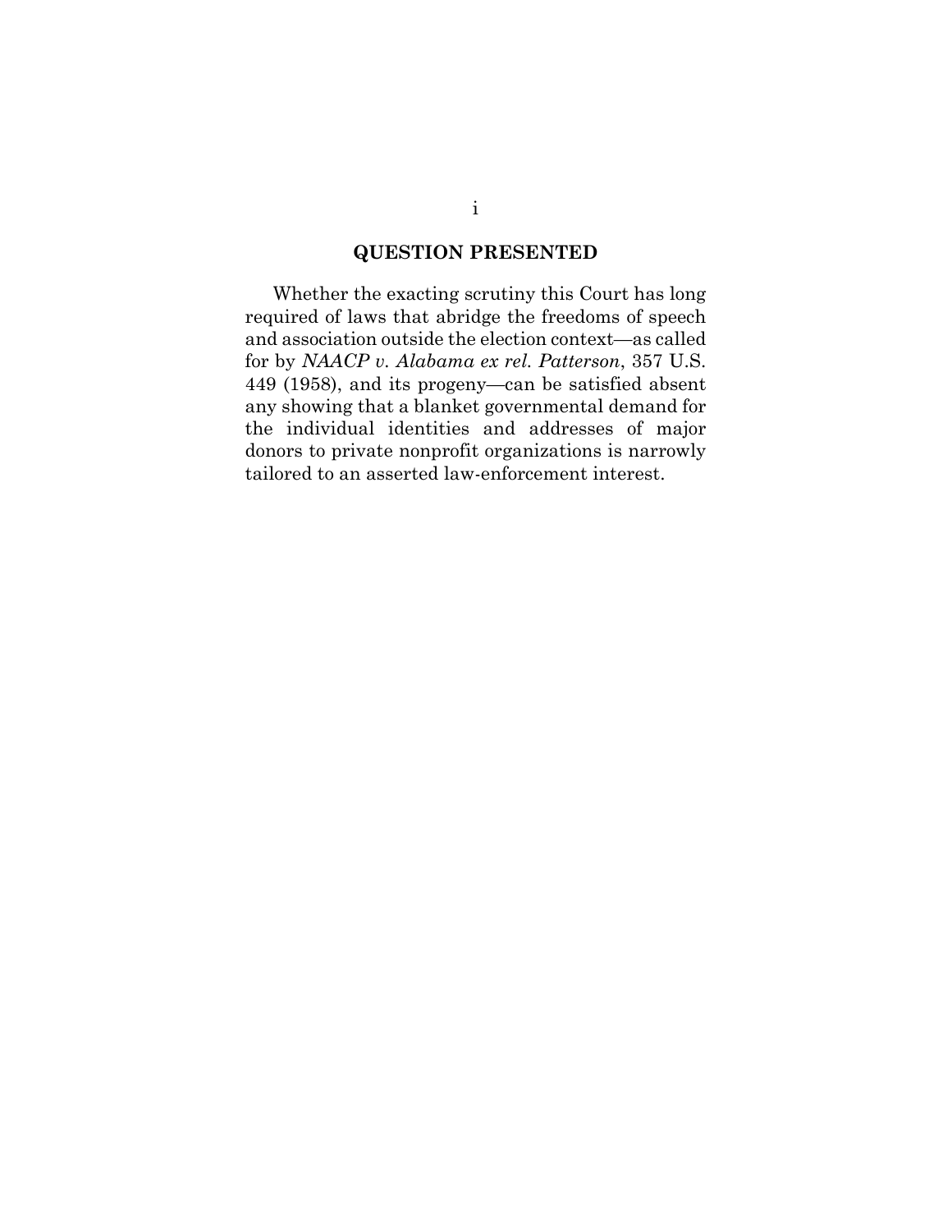## QUESTION PRESENTED

Whether the exacting scrutiny this Court has long required of laws that abridge the freedoms of speech and association outside the election context—as called for by *NAACP v. Alabama ex rel. Patterson*, 357 U.S. 449 (1958), and its progeny—can be satisfied absent any showing that a blanket governmental demand for the individual identities and addresses of major donors to private nonprofit organizations is narrowly tailored to an asserted law-enforcement interest.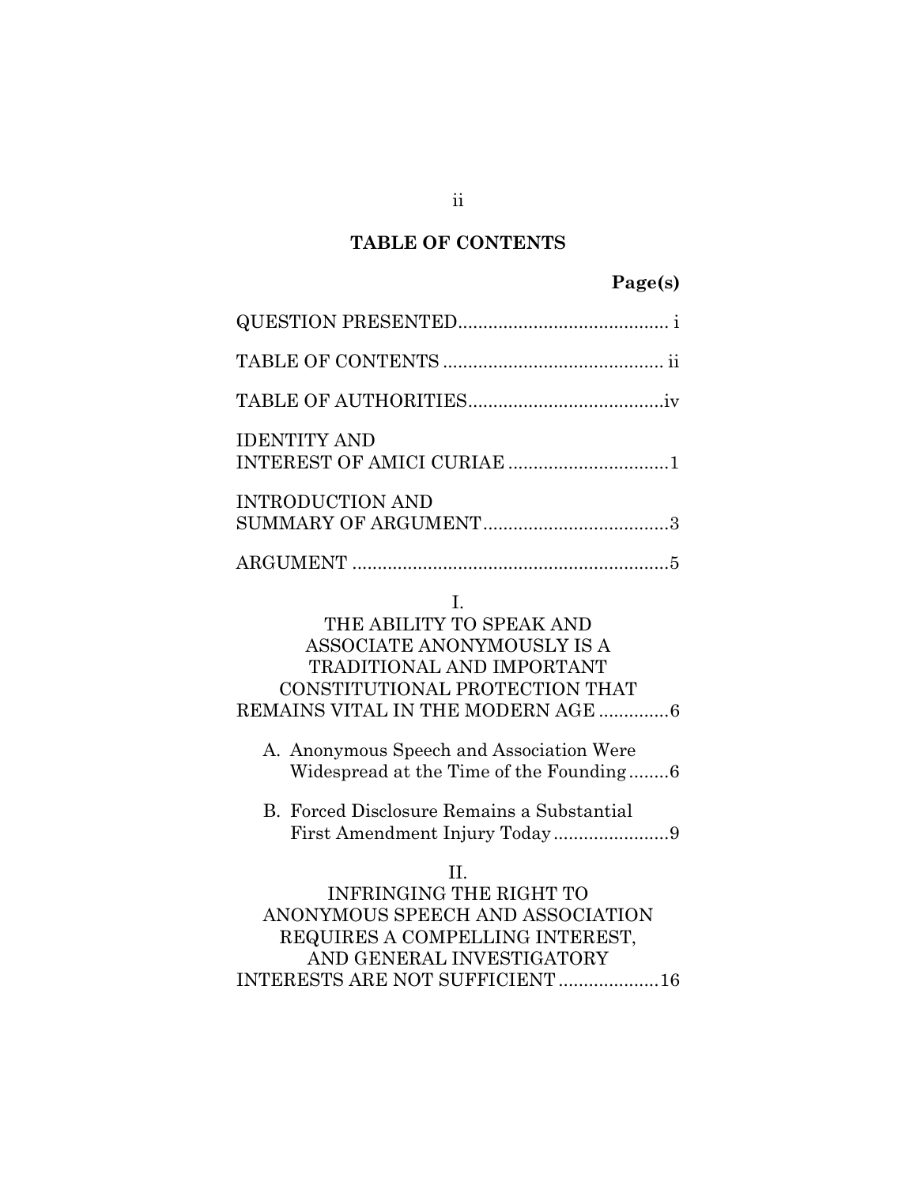# TABLE OF CONTENTS

**Page(s)**

QUESTION PRESENTED .......................................... i

TABLE OF CONTENTS ........................................... ii

TABLE OF AUTHORITIES ......................................iv

IDENTITY AND INTEREST OF AMICI CURIAE ...............................1

INTRODUCTION AND SUMMARY OF ARGUMENT .....................................3

ARGUMENT ..............................................................5

I. THE ABILITY TO SPEAK AND ASSOCIATE ANONYMOUSLY IS A TRADITIONAL AND IMPORTANT CONSTITUTIONAL PROTECTION THAT REMAINS VITAL IN THE MODERN AGE .............6

- A. Anonymous Speech and Association Were Widespread at the Time of the Founding ........6
- B. Forced Disclosure Remains a Substantial First Amendment Injury Today .......................9

II. INFRINGING THE RIGHT TO ANONYMOUS SPEECH AND ASSOCIATION REQUIRES A COMPELLING INTEREST, AND GENERAL INVESTIGATORY INTERESTS ARE NOT SUFFICIENT ....................16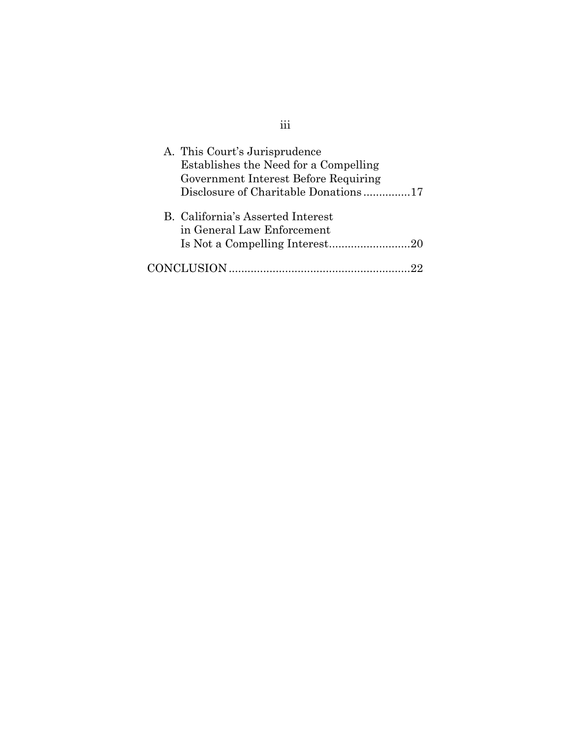A. This Court's Jurisprudence Establishes the Need for a Compelling Government Interest Before Requiring Disclosure of Charitable Donations ...............17

B. California's Asserted Interest in General Law Enforcement Is Not a Compelling Interest..........................20

CONCLUSION ..........................................................22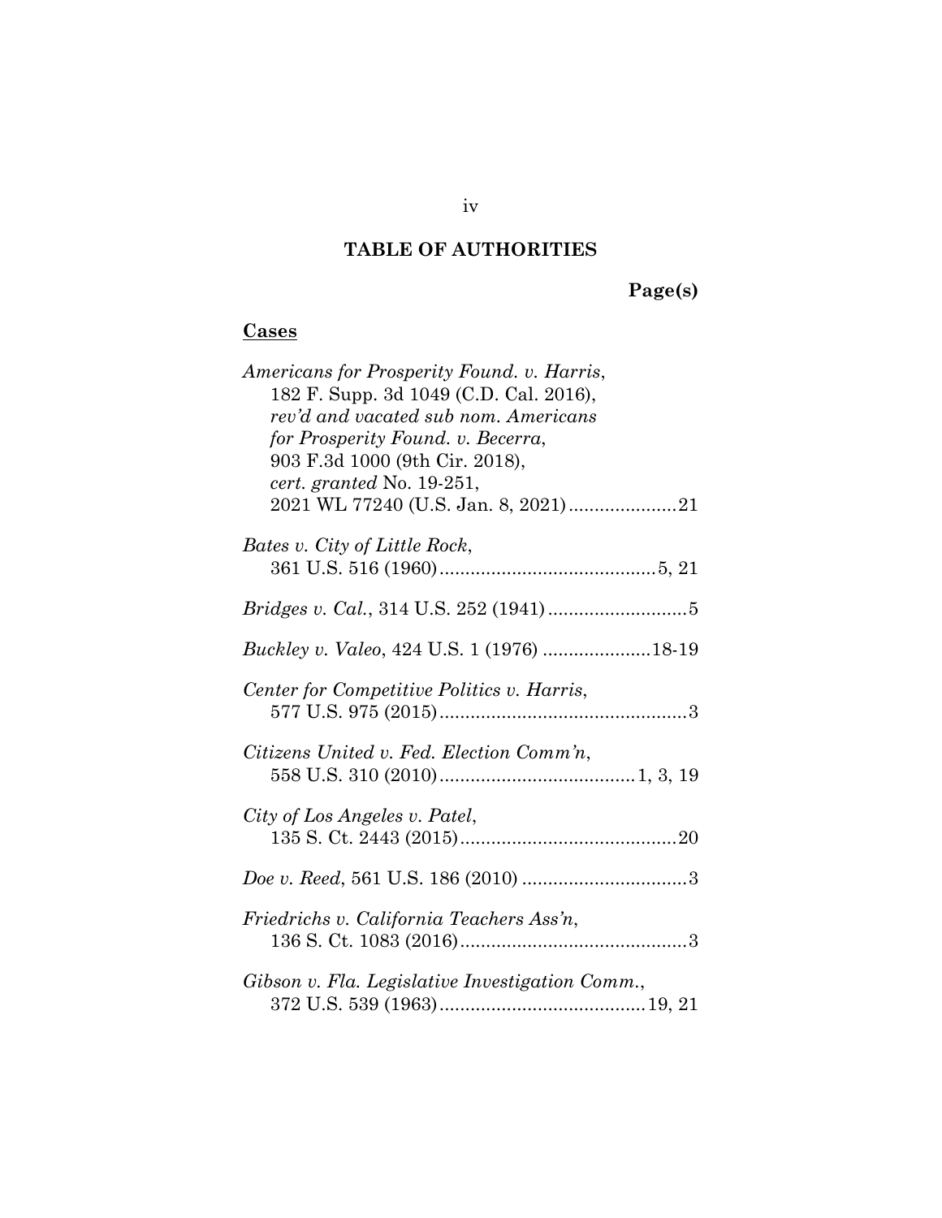## TABLE OF AUTHORITIES

**Page(s)**

**Cases**

*Americans for Prosperity Found. v. Harris*, 182 F. Supp. 3d 1049 (C.D. Cal. 2016), *rev'd and vacated sub nom. Americans for Prosperity Found. v. Becerra*, 903 F.3d 1000 (9th Cir. 2018), *cert. granted* No. 19-251, 2021 WL 77240 (U.S. Jan. 8, 2021) ..................... 21

*Bates v. City of Little Rock*, 361 U.S. 516 (1960) .......................................... 5, 21

*Bridges v. Cal.*, 314 U.S. 252 (1941) ........................... 5

*Buckley v. Valeo*, 424 U.S. 1 (1976) ..................... 18-19

*Center for Competitive Politics v. Harris*, 577 U.S. 975 (2015) ................................................ 3

*Citizens United v. Fed. Election Comm'n*, 558 U.S. 310 (2010) ...................................... 1, 3, 19

*City of Los Angeles v. Patel*, 135 S. Ct. 2443 (2015) .......................................... 20

*Doe v. Reed*, 561 U.S. 186 (2010) ................................ 3

*Friedrichs v. California Teachers Ass'n*, 136 S. Ct. 1083 (2016) ............................................ 3

*Gibson v. Fla. Legislative Investigation Comm.*, 372 U.S. 539 (1963) ........................................ 19, 21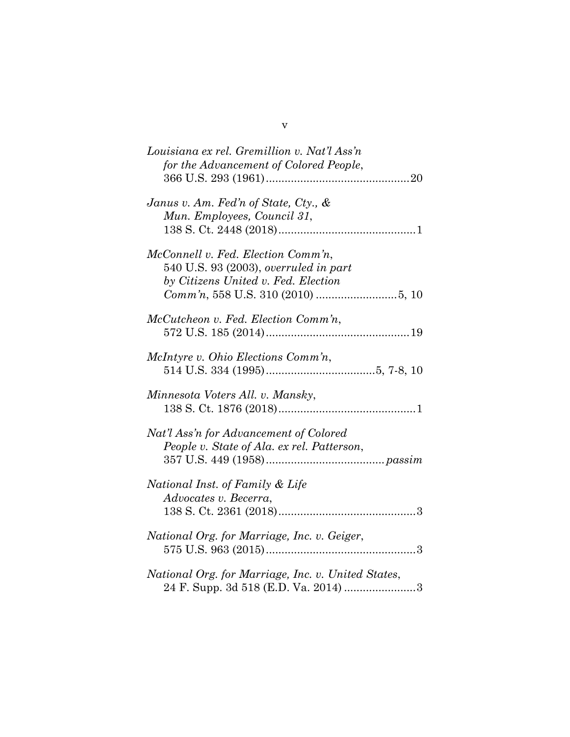*Louisiana ex rel. Gremillion v. Nat'l Ass'n for the Advancement of Colored People*, 366 U.S. 293 (1961) .............................................20

*Janus v. Am. Fed'n of State, Cty., & Mun. Employees, Council 31*, 138 S. Ct. 2448 (2018) ............................................1

*McConnell v. Fed. Election Comm'n*, 540 U.S. 93 (2003), *overruled in part by Citizens United v. Fed. Election Comm'n*, 558 U.S. 310 (2010) ..........................5, 10

*McCutcheon v. Fed. Election Comm'n*, 572 U.S. 185 (2014) .............................................19

*McIntyre v. Ohio Elections Comm'n*, 514 U.S. 334 (1995) ..................................5, 7-8, 10

*Minnesota Voters All. v. Mansky*, 138 S. Ct. 1876 (2018) ............................................1

*Nat'l Ass'n for Advancement of Colored People v. State of Ala. ex rel. Patterson*, 357 U.S. 449 (1958) ..................................... *passim*

*National Inst. of Family & Life Advocates v. Becerra*, 138 S. Ct. 2361 (2018) ............................................3

*National Org. for Marriage, Inc. v. Geiger*, 575 U.S. 963 (2015) ................................................3

*National Org. for Marriage, Inc. v. United States*, 24 F. Supp. 3d 518 (E.D. Va. 2014) .......................3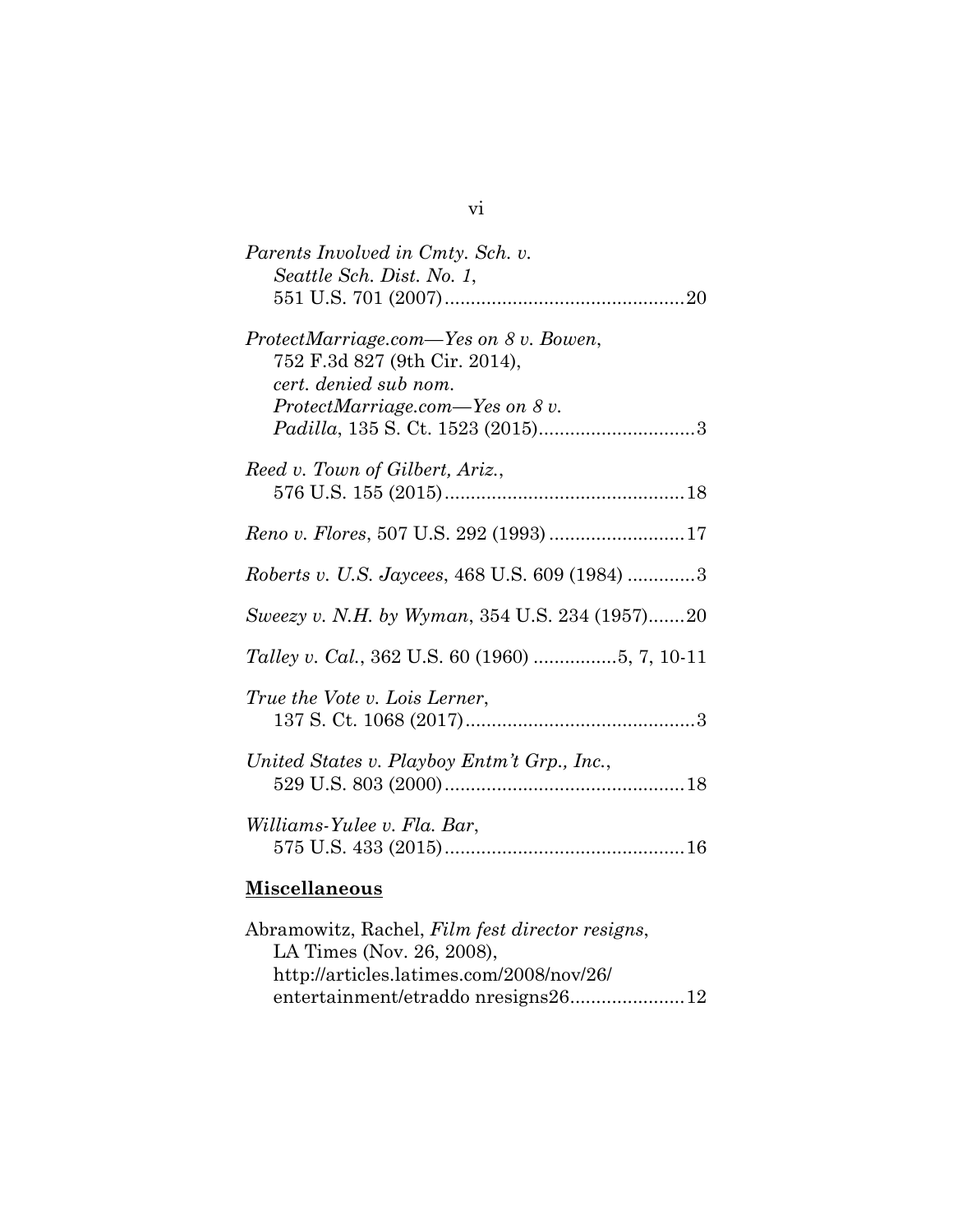*Parents Involved in Cmty. Sch. v. Seattle Sch. Dist. No. 1*, 551 U.S. 701 (2007)..............................................20

*ProtectMarriage.com—Yes on 8 v. Bowen*, 752 F.3d 827 (9th Cir. 2014), *cert. denied sub nom. ProtectMarriage.com—Yes on 8 v. Padilla*, 135 S. Ct. 1523 (2015)..............................3

*Reed v. Town of Gilbert, Ariz.*, 576 U.S. 155 (2015)..............................................18

*Reno v. Flores*, 507 U.S. 292 (1993)..........................17

*Roberts v. U.S. Jaycees*, 468 U.S. 609 (1984) .............3

*Sweezy v. N.H. by Wyman*, 354 U.S. 234 (1957).......20

*Talley v. Cal.*, 362 U.S. 60 (1960) ................5, 7, 10-11

*True the Vote v. Lois Lerner*, 137 S. Ct. 1068 (2017)............................................3

*United States v. Playboy Entm't Grp., Inc.*, 529 U.S. 803 (2000)..............................................18

*Williams-Yulee v. Fla. Bar*, 575 U.S. 433 (2015)..............................................16

**Miscellaneous**

Abramowitz, Rachel, *Film fest director resigns*, LA Times (Nov. 26, 2008), http://articles.latimes.com/2008/nov/26/entertainment/etraddo nresigns26......................12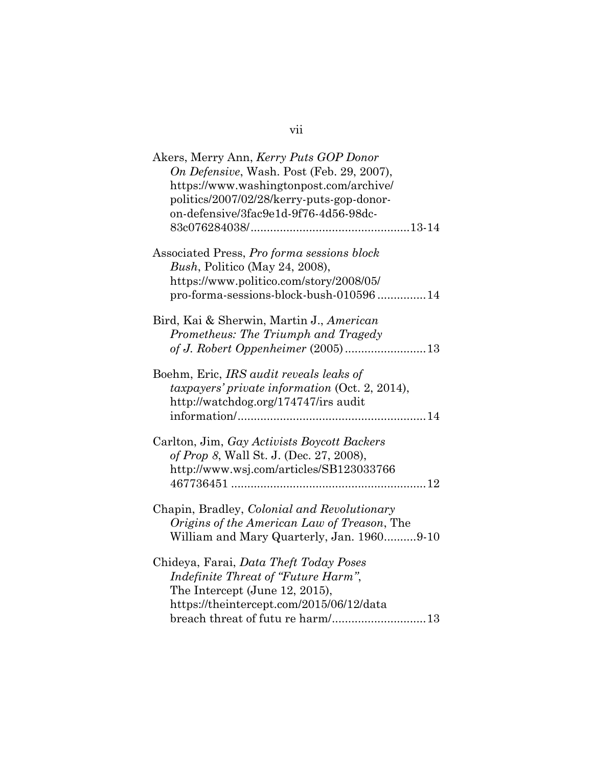Akers, Merry Ann, *Kerry Puts GOP Donor On Defensive*, Wash. Post (Feb. 29, 2007), https://www.washingtonpost.com/archive/politics/2007/02/28/kerry-puts-gop-donor-on-defensive/3fac9e1d-9f76-4d56-98dc-83c076284038/................................................13-14

Associated Press, *Pro forma sessions block Bush*, Politico (May 24, 2008), https://www.politico.com/story/2008/05/pro-forma-sessions-block-bush-010596...............14

Bird, Kai & Sherwin, Martin J., *American Prometheus: The Triumph and Tragedy of J. Robert Oppenheimer* (2005).........................13

Boehm, Eric, *IRS audit reveals leaks of taxpayers' private information* (Oct. 2, 2014), http://watchdog.org/174747/irs audit information/.........................................................14

Carlton, Jim, *Gay Activists Boycott Backers of Prop 8*, Wall St. J. (Dec. 27, 2008), http://www.wsj.com/articles/SB123033766467736451 ...........................................................12

Chapin, Bradley, *Colonial and Revolutionary Origins of the American Law of Treason*, The William and Mary Quarterly, Jan. 1960..........9-10

Chideya, Farai, *Data Theft Today Poses Indefinite Threat of "Future Harm"*, The Intercept (June 12, 2015), https://theintercept.com/2015/06/12/data breach threat of futu re harm/............................13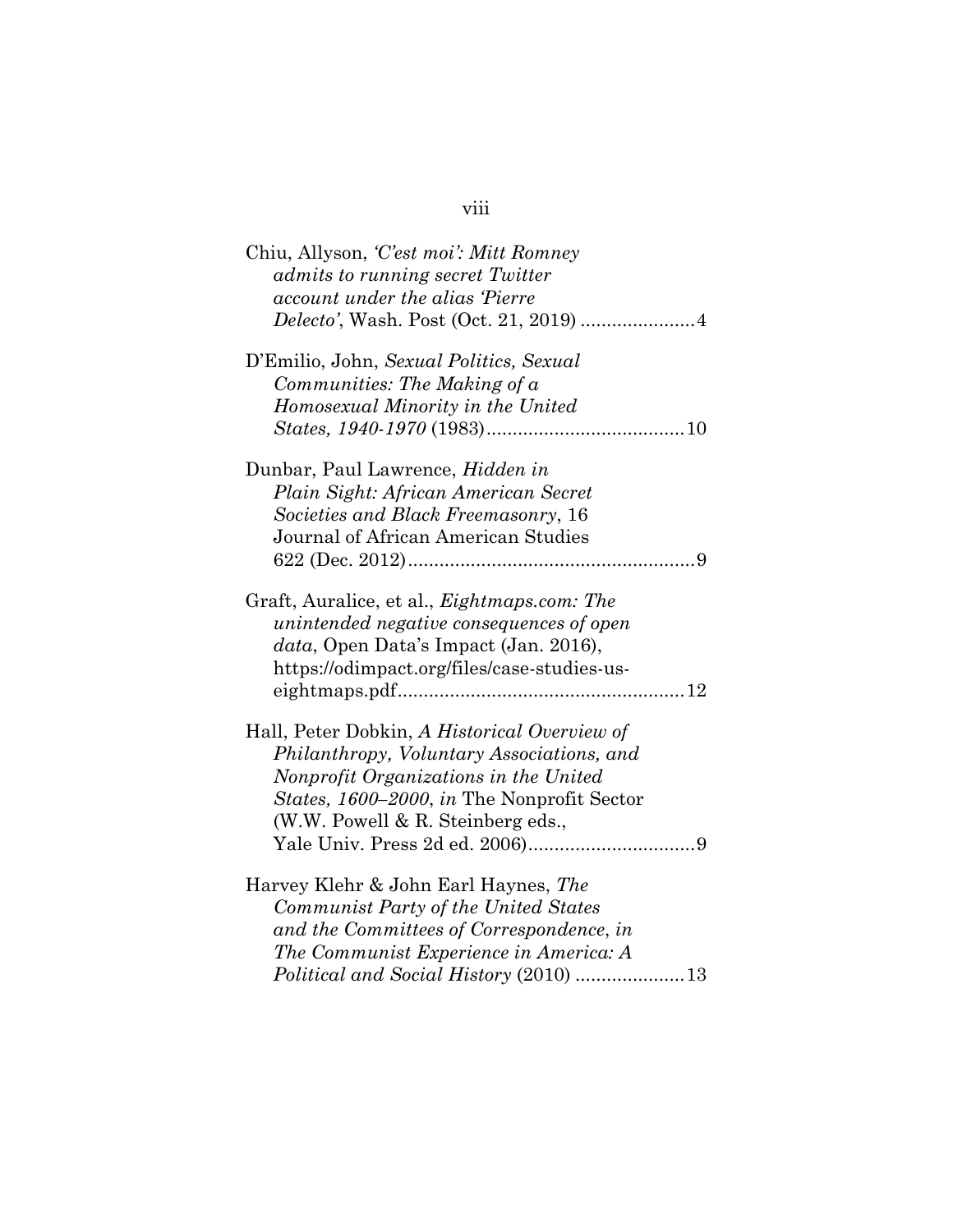Chiu, Allyson, *'C'est moi': Mitt Romney admits to running secret Twitter account under the alias 'Pierre Delecto'*, Wash. Post (Oct. 21, 2019) ......................4

D'Emilio, John, *Sexual Politics, Sexual Communities: The Making of a Homosexual Minority in the United States, 1940-1970* (1983).....................................10

Dunbar, Paul Lawrence, *Hidden in Plain Sight: African American Secret Societies and Black Freemasonry*, 16 Journal of African American Studies 622 (Dec. 2012)......................................................9

Graft, Auralice, et al., *Eightmaps.com: The unintended negative consequences of open data*, Open Data's Impact (Jan. 2016), https://odimpact.org/files/case-studies-us-eightmaps.pdf......................................................12

Hall, Peter Dobkin, *A Historical Overview of Philanthropy, Voluntary Associations, and Nonprofit Organizations in the United States, 1600–2000*, *in* The Nonprofit Sector (W.W. Powell & R. Steinberg eds., Yale Univ. Press 2d ed. 2006)...............................9

Harvey Klehr & John Earl Haynes, *The Communist Party of the United States and the Committees of Correspondence*, *in The Communist Experience in America: A Political and Social History* (2010) ....................13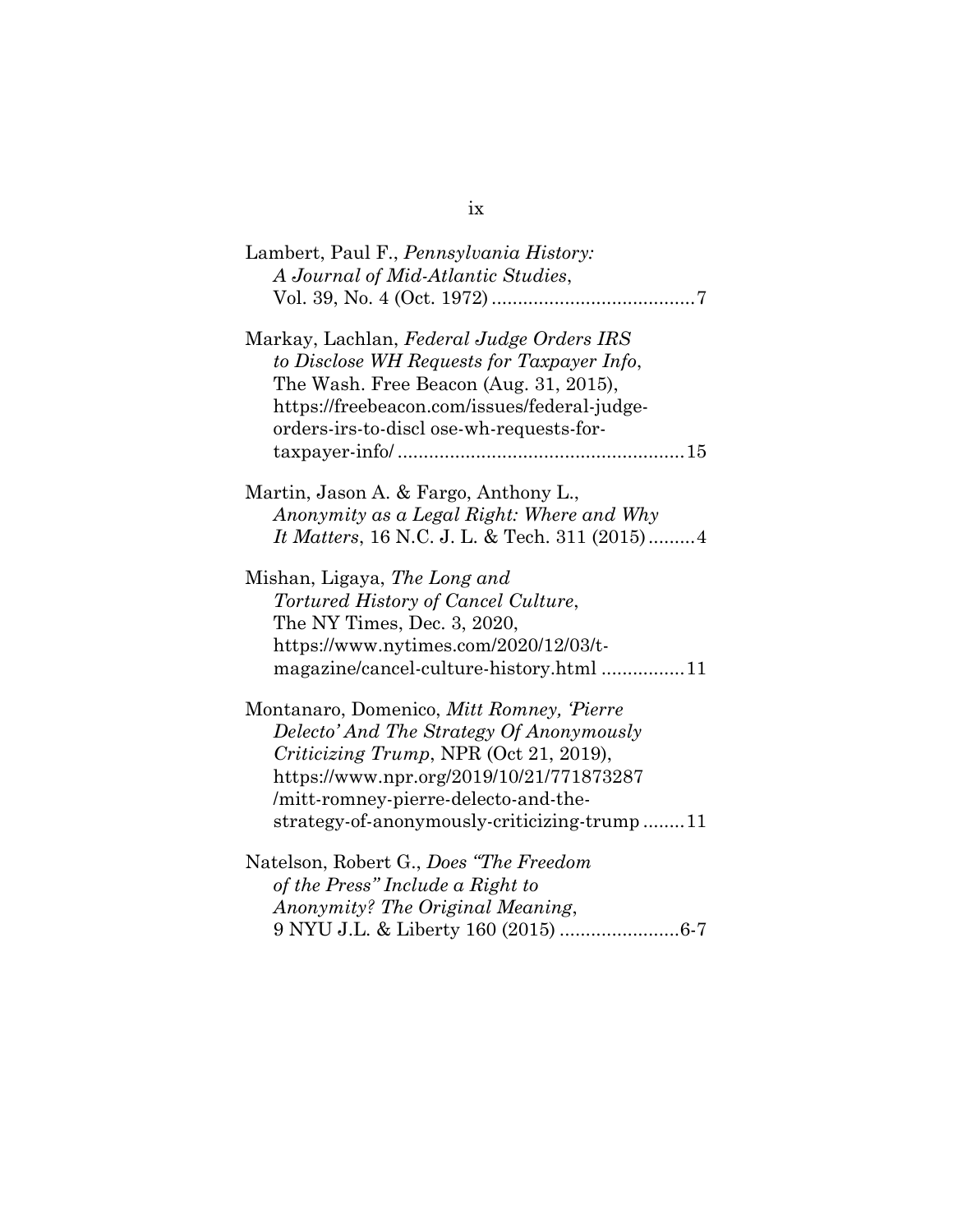Lambert, Paul F., *Pennsylvania History: A Journal of Mid-Atlantic Studies*, Vol. 39, No. 4 (Oct. 1972) .......................................7

Markay, Lachlan, *Federal Judge Orders IRS to Disclose WH Requests for Taxpayer Info*, The Wash. Free Beacon (Aug. 31, 2015), https://freebeacon.com/issues/federal-judge-orders-irs-to-discl ose-wh-requests-for-taxpayer-info/ .......................................................15

Martin, Jason A. & Fargo, Anthony L., *Anonymity as a Legal Right: Where and Why It Matters*, 16 N.C. J. L. & Tech. 311 (2015).........4

Mishan, Ligaya, *The Long and Tortured History of Cancel Culture*, The NY Times, Dec. 3, 2020, https://www.nytimes.com/2020/12/03/t-magazine/cancel-culture-history.html ................11

Montanaro, Domenico, *Mitt Romney, 'Pierre Delecto' And The Strategy Of Anonymously Criticizing Trump*, NPR (Oct 21, 2019), https://www.npr.org/2019/10/21/771873287 /mitt-romney-pierre-delecto-and-the-strategy-of-anonymously-criticizing-trump ........11

Natelson, Robert G., *Does "The Freedom of the Press" Include a Right to Anonymity? The Original Meaning*, 9 NYU J.L. & Liberty 160 (2015) .......................6-7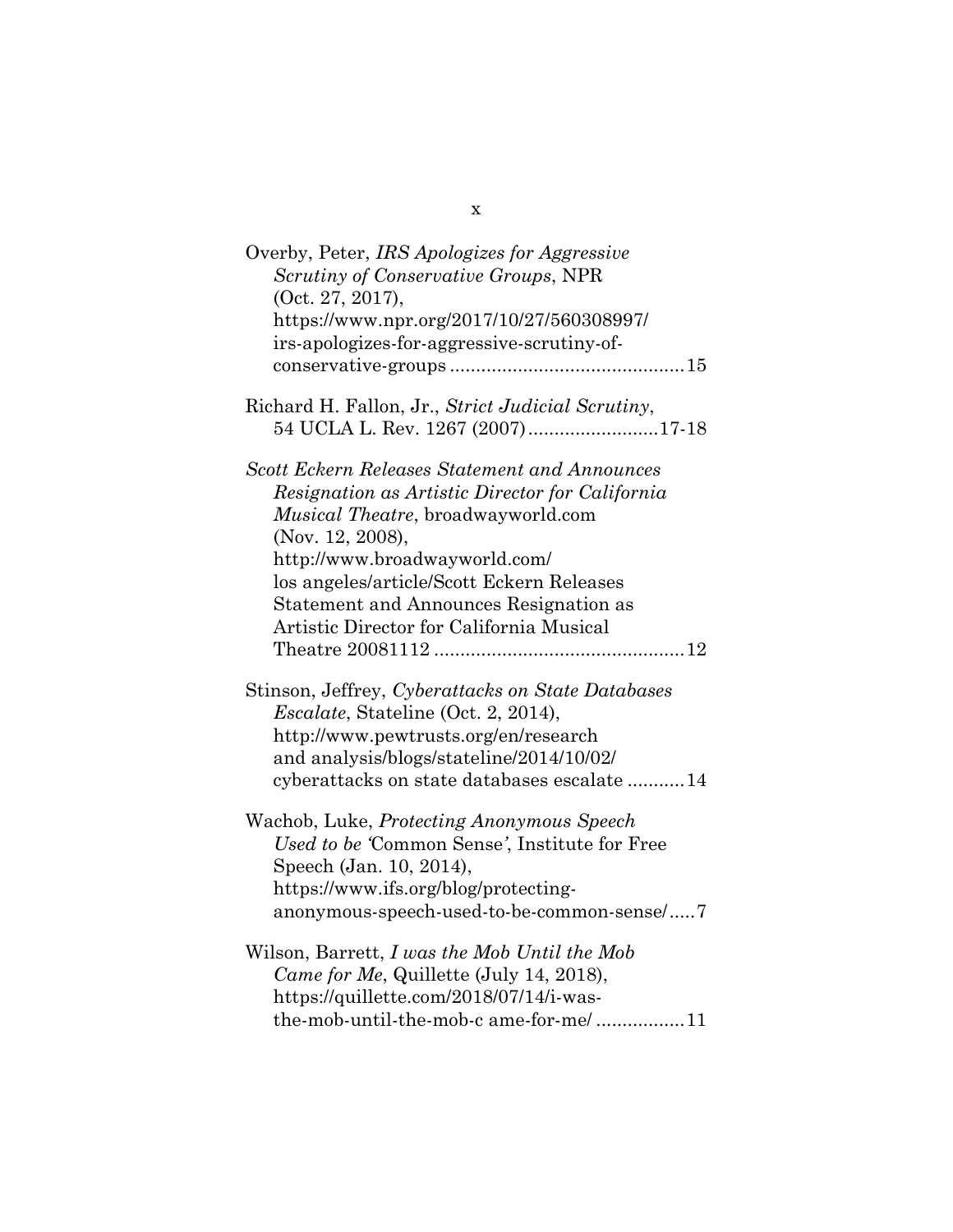Overby, Peter, *IRS Apologizes for Aggressive Scrutiny of Conservative Groups*, NPR (Oct. 27, 2017), https://www.npr.org/2017/10/27/560308997/irs-apologizes-for-aggressive-scrutiny-of-conservative-groups ............................................ 15

Richard H. Fallon, Jr., *Strict Judicial Scrutiny*, 54 UCLA L. Rev. 1267 (2007) ......................... 17-18

*Scott Eckern Releases Statement and Announces Resignation as Artistic Director for California Musical Theatre*, broadwayworld.com (Nov. 12, 2008), http://www.broadwayworld.com/ los angeles/article/Scott Eckern Releases Statement and Announces Resignation as Artistic Director for California Musical Theatre 20081112 ............................................... 12

Stinson, Jeffrey, *Cyberattacks on State Databases Escalate*, Stateline (Oct. 2, 2014), http://www.pewtrusts.org/en/research and analysis/blogs/stateline/2014/10/02/ cyberattacks on state databases escalate ........... 14

Wachob, Luke, *Protecting Anonymous Speech Used to be '*Common Sense*'*, Institute for Free Speech (Jan. 10, 2014), https://www.ifs.org/blog/protecting-anonymous-speech-used-to-be-common-sense/ ..... 7

Wilson, Barrett, *I was the Mob Until the Mob Came for Me*, Quillette (July 14, 2018), https://quillette.com/2018/07/14/i-was-the-mob-until-the-mob-c ame-for-me/ ................. 11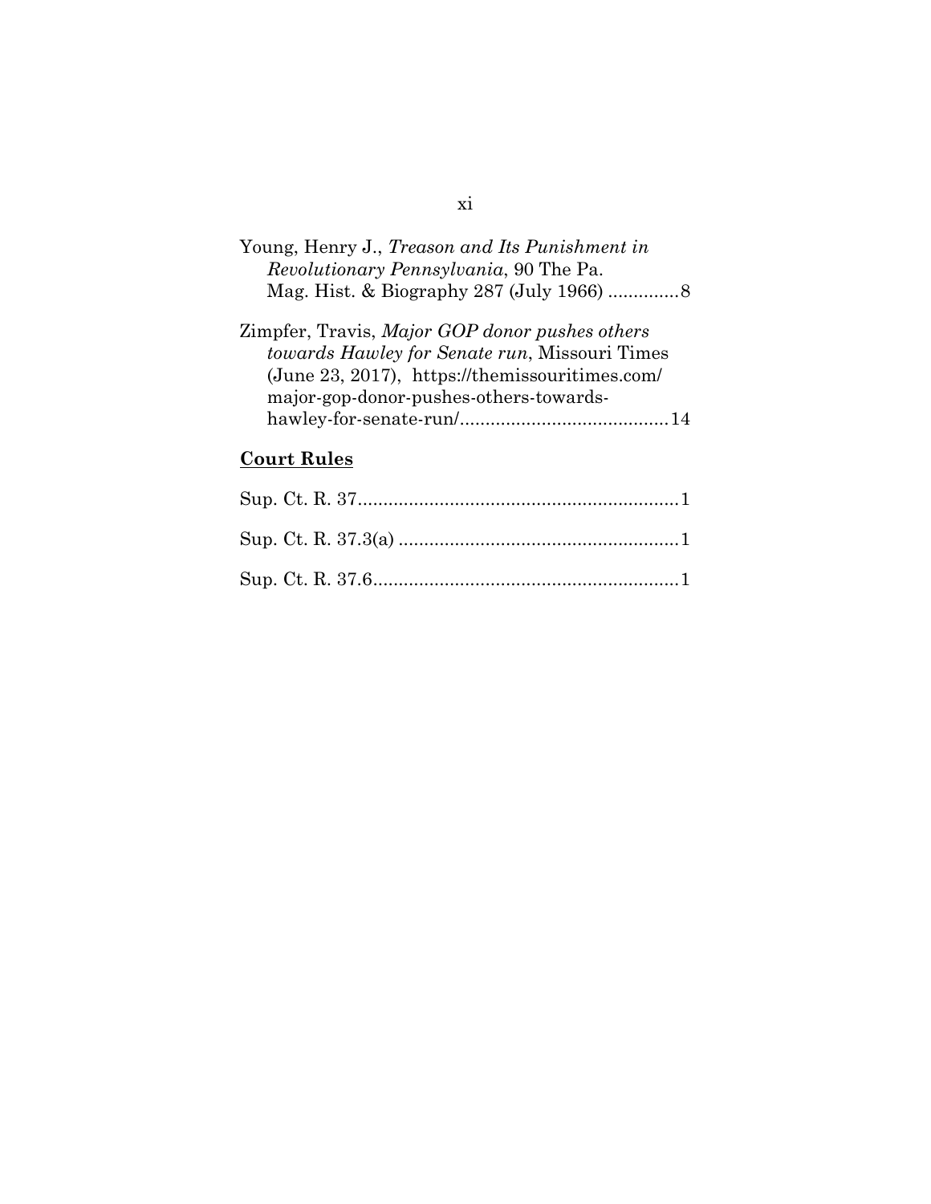Young, Henry J., *Treason and Its Punishment in Revolutionary Pennsylvania*, 90 The Pa. Mag. Hist. & Biography 287 (July 1966) .............8

Zimpfer, Travis, *Major GOP donor pushes others towards Hawley for Senate run*, Missouri Times (June 23, 2017), https://themissouritimes.com/major-gop-donor-pushes-others-towards-hawley-for-senate-run/.........................................14

**Court Rules**

Sup. Ct. R. 37...............................................................1

Sup. Ct. R. 37.3(a) .......................................................1

Sup. Ct. R. 37.6............................................................1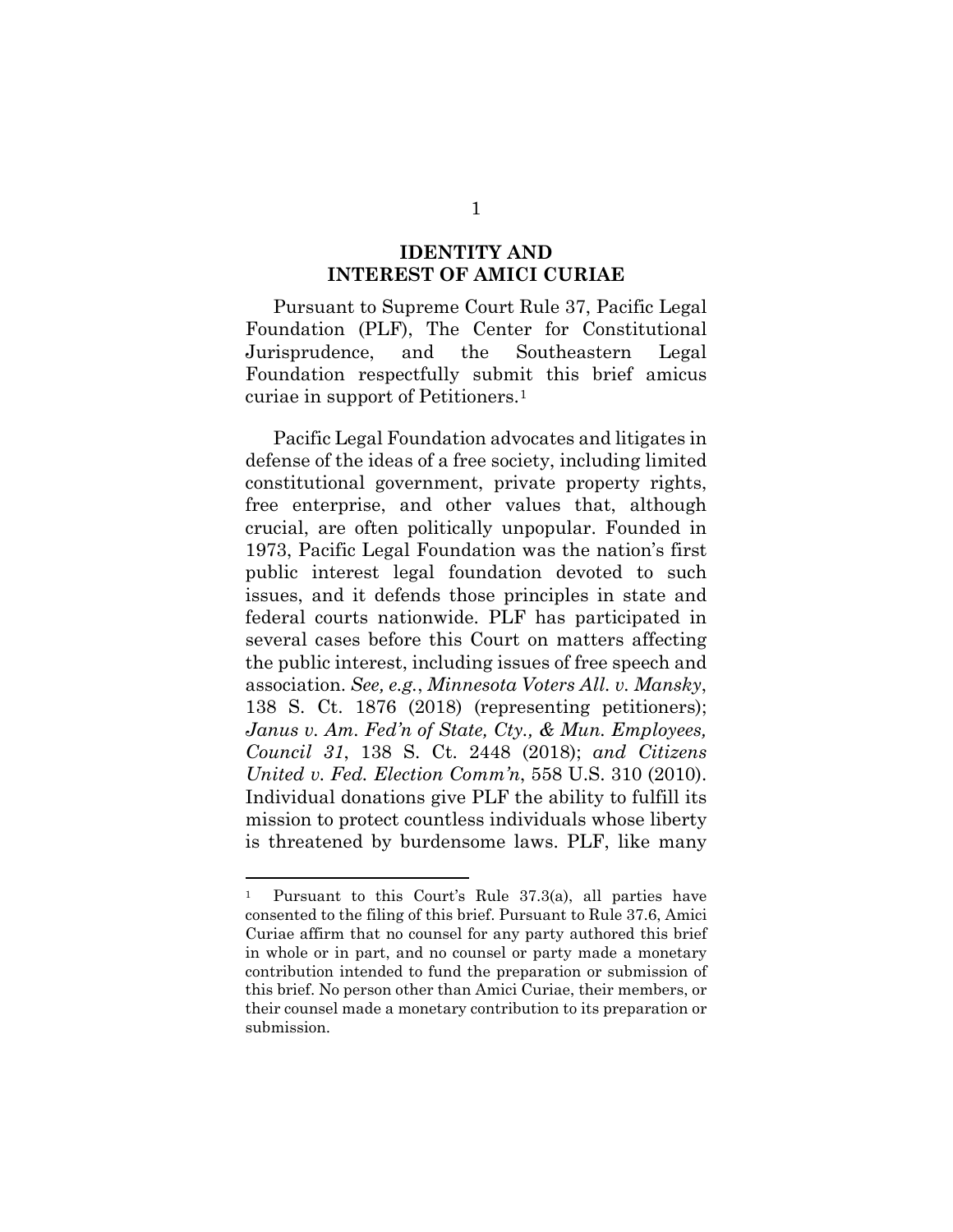## IDENTITY AND INTEREST OF AMICI CURIAE

Pursuant to Supreme Court Rule 37, Pacific Legal Foundation (PLF), The Center for Constitutional Jurisprudence, and the Southeastern Legal Foundation respectfully submit this brief amicus curiae in support of Petitioners.[1]

Pacific Legal Foundation advocates and litigates in defense of the ideas of a free society, including limited constitutional government, private property rights, free enterprise, and other values that, although crucial, are often politically unpopular. Founded in 1973, Pacific Legal Foundation was the nation's first public interest legal foundation devoted to such issues, and it defends those principles in state and federal courts nationwide. PLF has participated in several cases before this Court on matters affecting the public interest, including issues of free speech and association. *See, e.g.*, *Minnesota Voters All. v. Mansky*, 138 S. Ct. 1876 (2018) (representing petitioners); *Janus v. Am. Fed'n of State, Cty., & Mun. Employees, Council 31*, 138 S. Ct. 2448 (2018); *and Citizens United v. Fed. Election Comm'n*, 558 U.S. 310 (2010). Individual donations give PLF the ability to fulfill its mission to protect countless individuals whose liberty is threatened by burdensome laws. PLF, like many

[1] Pursuant to this Court's Rule 37.3(a), all parties have consented to the filing of this brief. Pursuant to Rule 37.6, Amici Curiae affirm that no counsel for any party authored this brief in whole or in part, and no counsel or party made a monetary contribution intended to fund the preparation or submission of this brief. No person other than Amici Curiae, their members, or their counsel made a monetary contribution to its preparation or submission.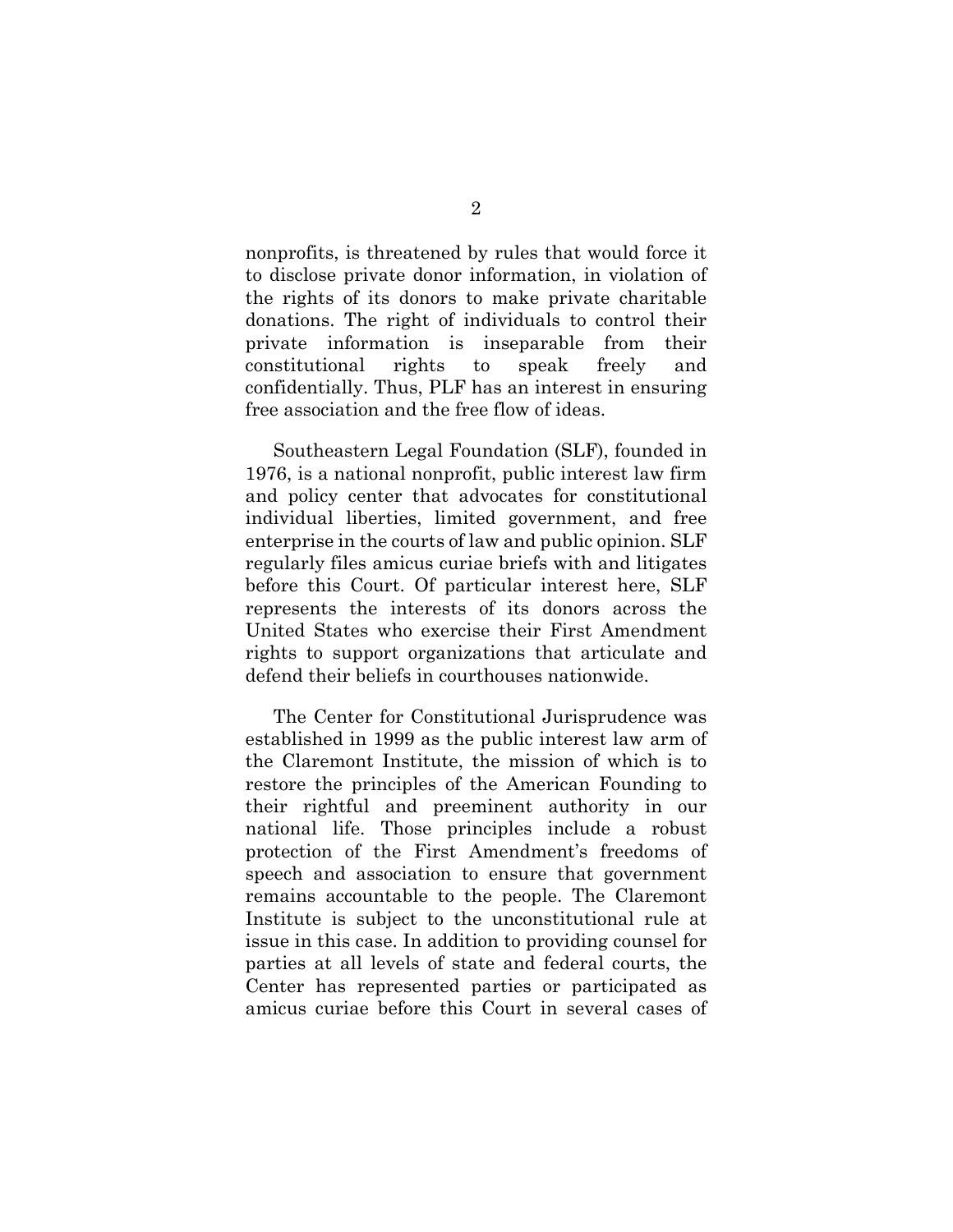nonprofits, is threatened by rules that would force it to disclose private donor information, in violation of the rights of its donors to make private charitable donations. The right of individuals to control their private information is inseparable from their constitutional rights to speak freely and confidentially. Thus, PLF has an interest in ensuring free association and the free flow of ideas.

Southeastern Legal Foundation (SLF), founded in 1976, is a national nonprofit, public interest law firm and policy center that advocates for constitutional individual liberties, limited government, and free enterprise in the courts of law and public opinion. SLF regularly files amicus curiae briefs with and litigates before this Court. Of particular interest here, SLF represents the interests of its donors across the United States who exercise their First Amendment rights to support organizations that articulate and defend their beliefs in courthouses nationwide.

The Center for Constitutional Jurisprudence was established in 1999 as the public interest law arm of the Claremont Institute, the mission of which is to restore the principles of the American Founding to their rightful and preeminent authority in our national life. Those principles include a robust protection of the First Amendment's freedoms of speech and association to ensure that government remains accountable to the people. The Claremont Institute is subject to the unconstitutional rule at issue in this case. In addition to providing counsel for parties at all levels of state and federal courts, the Center has represented parties or participated as amicus curiae before this Court in several cases of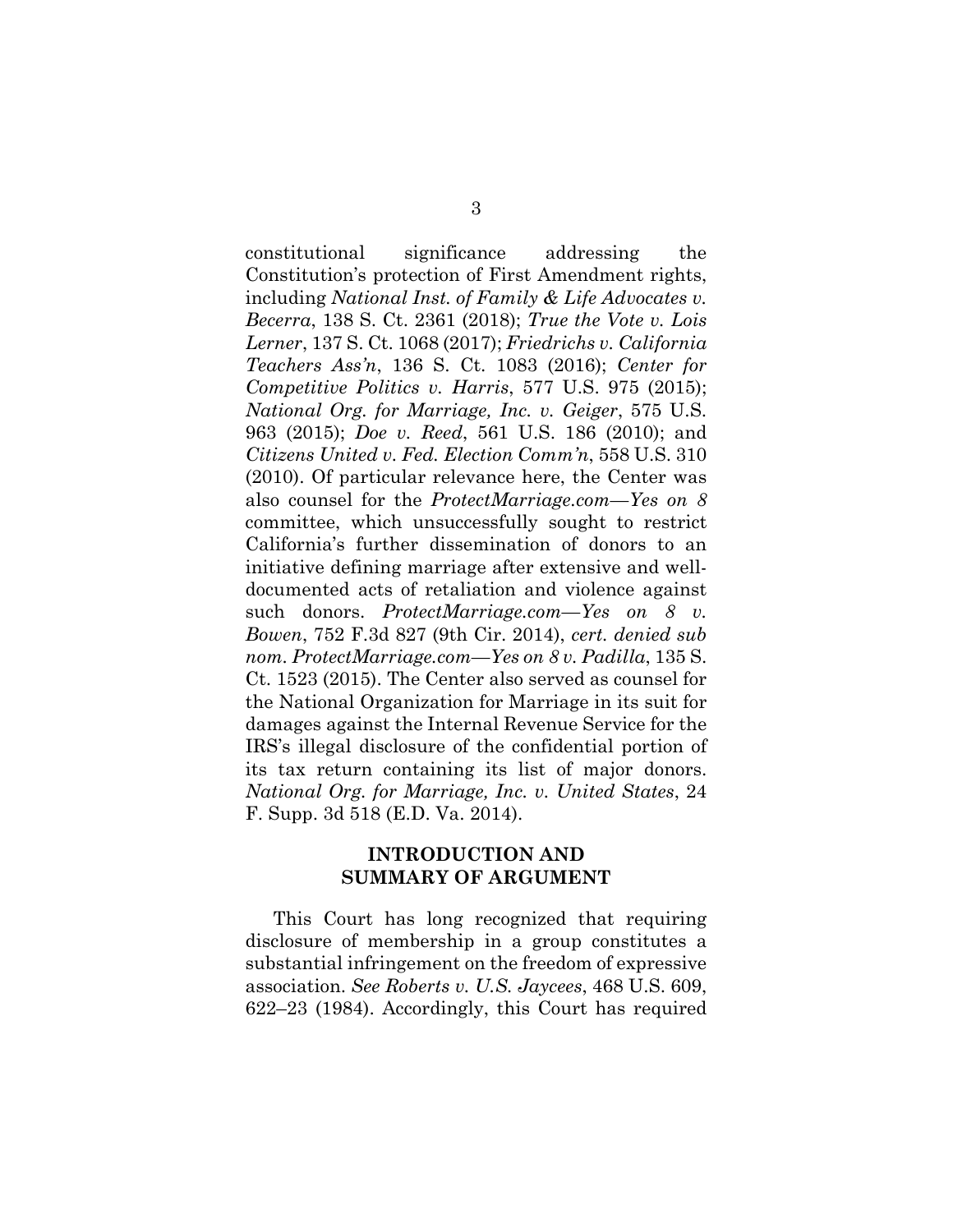constitutional significance addressing the Constitution's protection of First Amendment rights, including *National Inst. of Family & Life Advocates v. Becerra*, 138 S. Ct. 2361 (2018); *True the Vote v. Lois Lerner*, 137 S. Ct. 1068 (2017); *Friedrichs v. California Teachers Ass'n*, 136 S. Ct. 1083 (2016); *Center for Competitive Politics v. Harris*, 577 U.S. 975 (2015); *National Org. for Marriage, Inc. v. Geiger*, 575 U.S. 963 (2015); *Doe v. Reed*, 561 U.S. 186 (2010); and *Citizens United v. Fed. Election Comm'n*, 558 U.S. 310 (2010). Of particular relevance here, the Center was also counsel for the *ProtectMarriage.com—Yes on 8* committee, which unsuccessfully sought to restrict California's further dissemination of donors to an initiative defining marriage after extensive and well-documented acts of retaliation and violence against such donors. *ProtectMarriage.com—Yes on 8 v. Bowen*, 752 F.3d 827 (9th Cir. 2014), *cert. denied sub nom*. *ProtectMarriage.com—Yes on 8 v. Padilla*, 135 S. Ct. 1523 (2015). The Center also served as counsel for the National Organization for Marriage in its suit for damages against the Internal Revenue Service for the IRS's illegal disclosure of the confidential portion of its tax return containing its list of major donors. *National Org. for Marriage, Inc. v. United States*, 24 F. Supp. 3d 518 (E.D. Va. 2014).

## INTRODUCTION AND SUMMARY OF ARGUMENT

This Court has long recognized that requiring disclosure of membership in a group constitutes a substantial infringement on the freedom of expressive association. *See Roberts v. U.S. Jaycees*, 468 U.S. 609, 622–23 (1984). Accordingly, this Court has required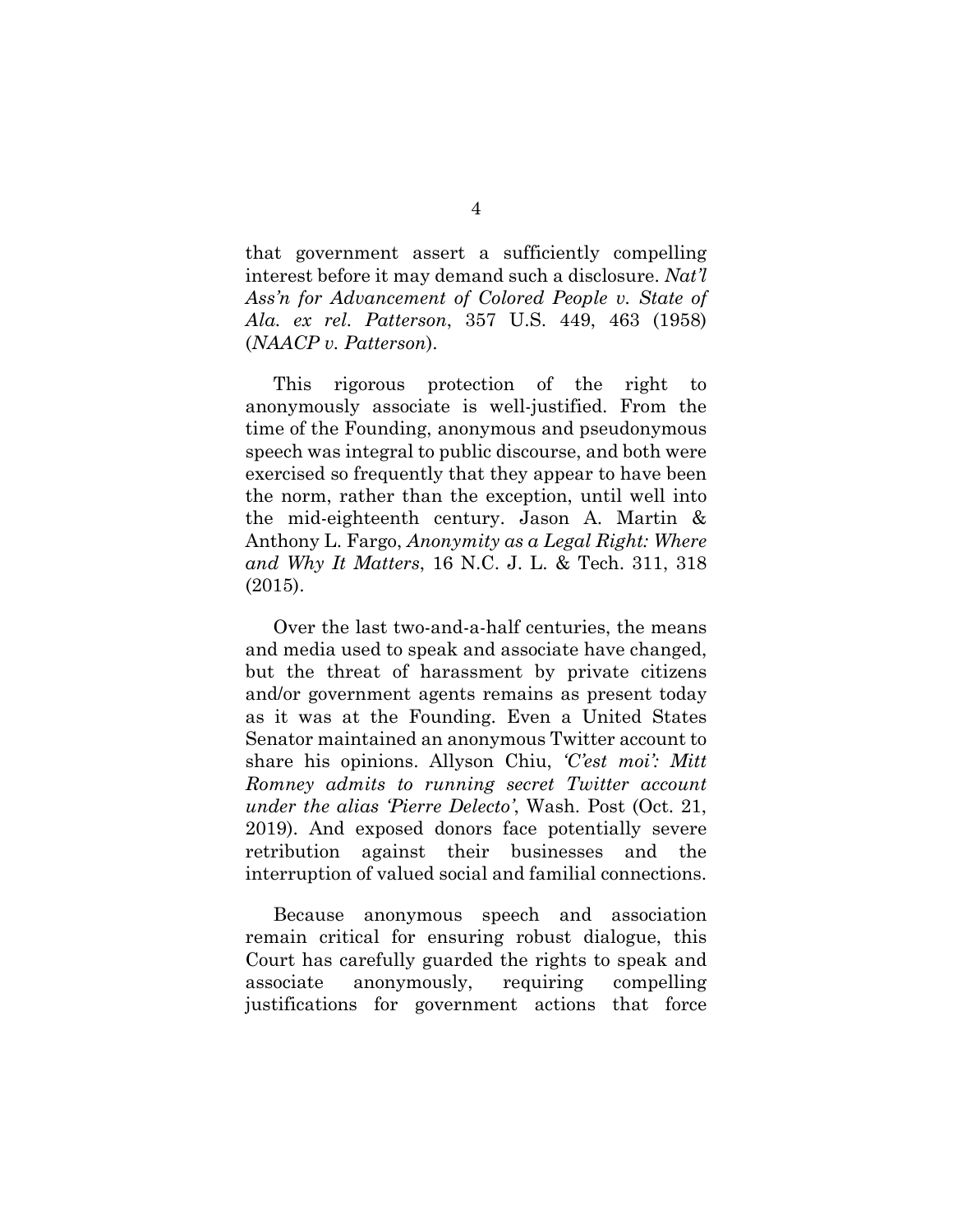that government assert a sufficiently compelling interest before it may demand such a disclosure. *Nat'l Ass'n for Advancement of Colored People v. State of Ala. ex rel. Patterson*, 357 U.S. 449, 463 (1958) (*NAACP v. Patterson*).

This rigorous protection of the right to anonymously associate is well-justified. From the time of the Founding, anonymous and pseudonymous speech was integral to public discourse, and both were exercised so frequently that they appear to have been the norm, rather than the exception, until well into the mid-eighteenth century. Jason A. Martin & Anthony L. Fargo, *Anonymity as a Legal Right: Where and Why It Matters*, 16 N.C. J. L. & Tech. 311, 318 (2015).

Over the last two-and-a-half centuries, the means and media used to speak and associate have changed, but the threat of harassment by private citizens and/or government agents remains as present today as it was at the Founding. Even a United States Senator maintained an anonymous Twitter account to share his opinions. Allyson Chiu, *'C'est moi': Mitt Romney admits to running secret Twitter account under the alias 'Pierre Delecto'*, Wash. Post (Oct. 21, 2019). And exposed donors face potentially severe retribution against their businesses and the interruption of valued social and familial connections.

Because anonymous speech and association remain critical for ensuring robust dialogue, this Court has carefully guarded the rights to speak and associate anonymously, requiring compelling justifications for government actions that force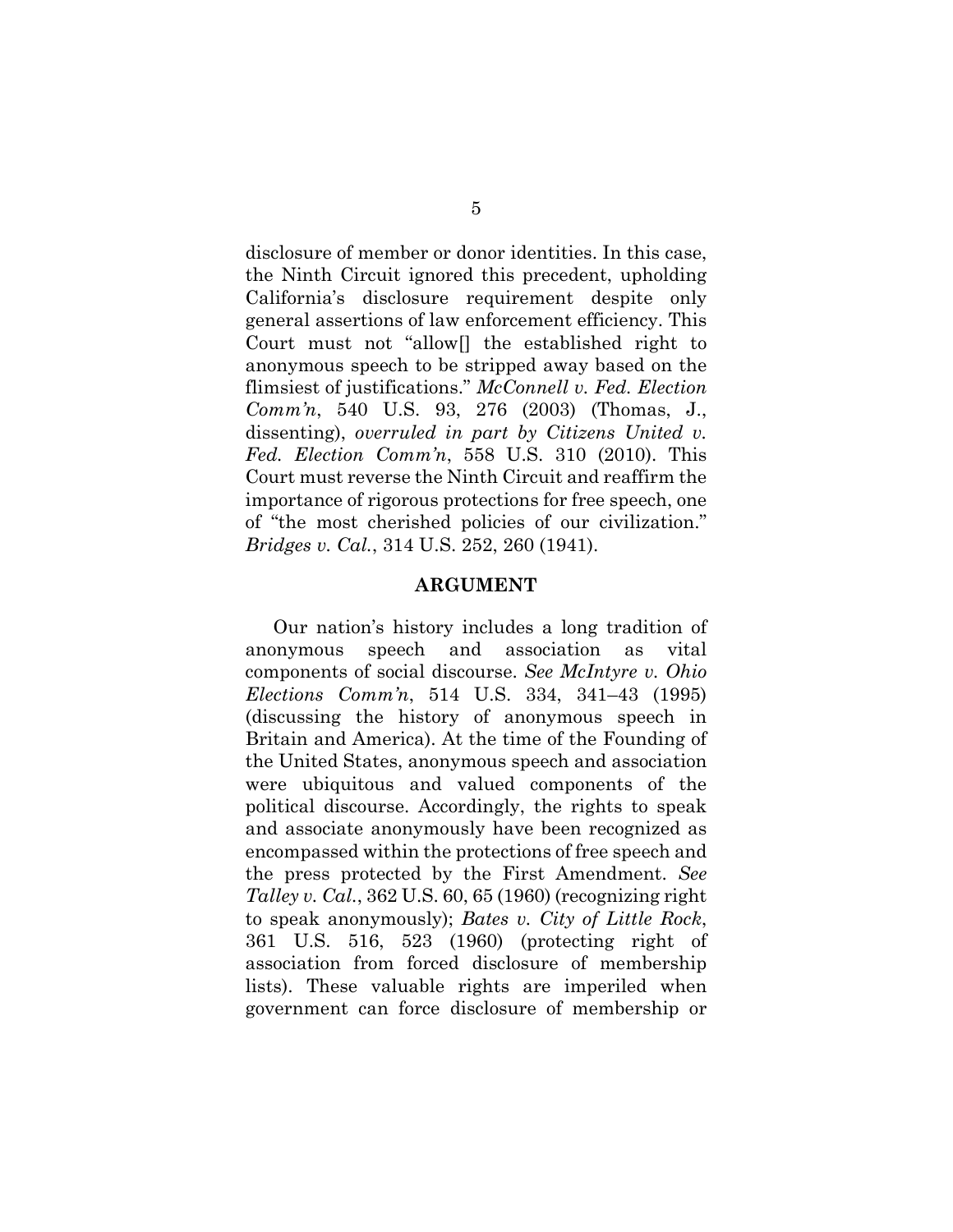disclosure of member or donor identities. In this case, the Ninth Circuit ignored this precedent, upholding California's disclosure requirement despite only general assertions of law enforcement efficiency. This Court must not "allow[] the established right to anonymous speech to be stripped away based on the flimsiest of justifications." *McConnell v. Fed. Election Comm'n*, 540 U.S. 93, 276 (2003) (Thomas, J., dissenting), *overruled in part by Citizens United v. Fed. Election Comm'n*, 558 U.S. 310 (2010). This Court must reverse the Ninth Circuit and reaffirm the importance of rigorous protections for free speech, one of "the most cherished policies of our civilization." *Bridges v. Cal.*, 314 U.S. 252, 260 (1941).

## ARGUMENT

Our nation's history includes a long tradition of anonymous speech and association as vital components of social discourse. *See McIntyre v. Ohio Elections Comm'n*, 514 U.S. 334, 341–43 (1995) (discussing the history of anonymous speech in Britain and America). At the time of the Founding of the United States, anonymous speech and association were ubiquitous and valued components of the political discourse. Accordingly, the rights to speak and associate anonymously have been recognized as encompassed within the protections of free speech and the press protected by the First Amendment. *See Talley v. Cal.*, 362 U.S. 60, 65 (1960) (recognizing right to speak anonymously); *Bates v. City of Little Rock*, 361 U.S. 516, 523 (1960) (protecting right of association from forced disclosure of membership lists). These valuable rights are imperiled when government can force disclosure of membership or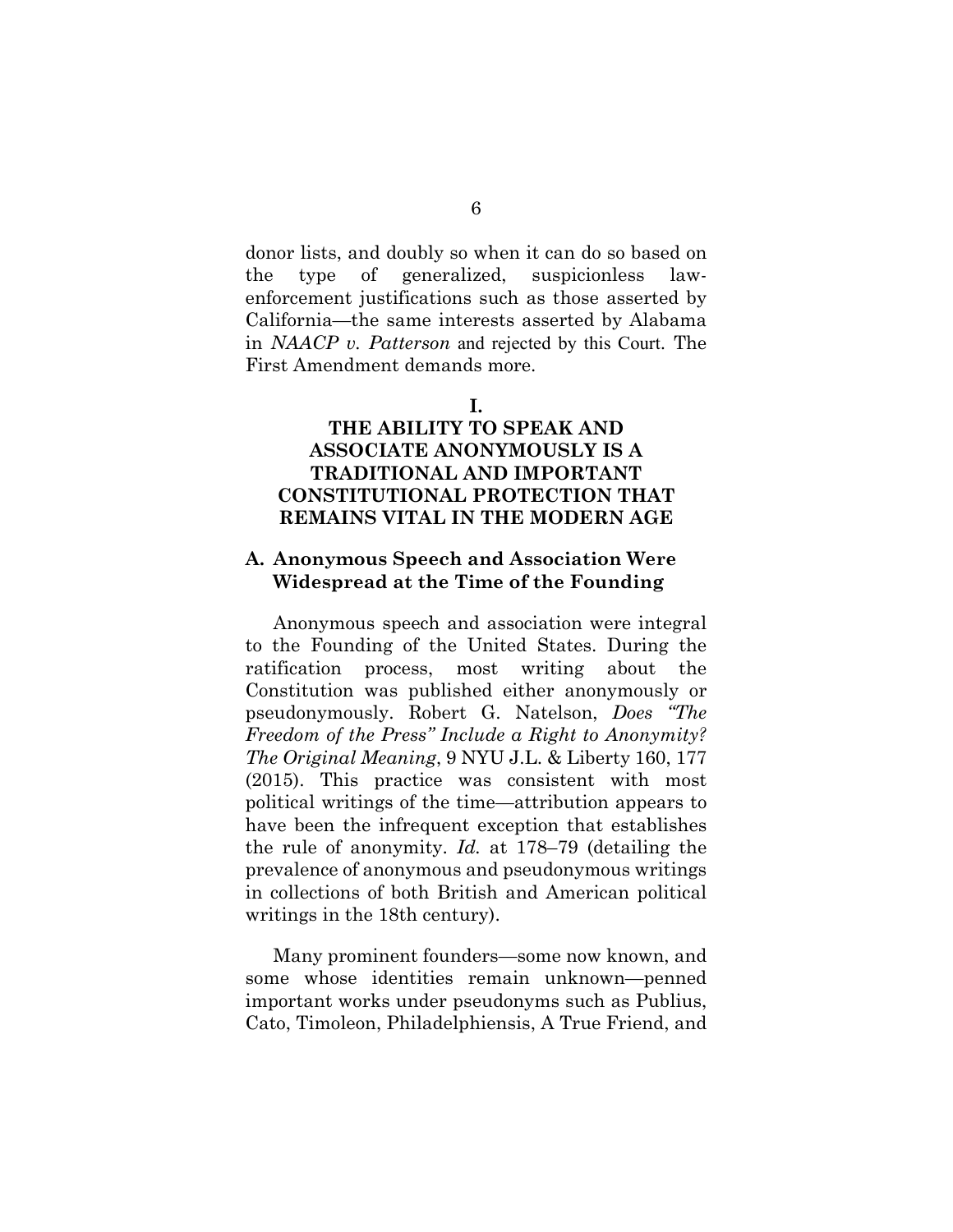donor lists, and doubly so when it can do so based on the type of generalized, suspicionless law-enforcement justifications such as those asserted by California—the same interests asserted by Alabama in *NAACP v. Patterson* and rejected by this Court. The First Amendment demands more.

# I.
# THE ABILITY TO SPEAK AND ASSOCIATE ANONYMOUSLY IS A TRADITIONAL AND IMPORTANT CONSTITUTIONAL PROTECTION THAT REMAINS VITAL IN THE MODERN AGE

## A. Anonymous Speech and Association Were Widespread at the Time of the Founding

Anonymous speech and association were integral to the Founding of the United States. During the ratification process, most writing about the Constitution was published either anonymously or pseudonymously. Robert G. Natelson, *Does "The Freedom of the Press" Include a Right to Anonymity? The Original Meaning*, 9 NYU J.L. & Liberty 160, 177 (2015). This practice was consistent with most political writings of the time—attribution appears to have been the infrequent exception that establishes the rule of anonymity. *Id.* at 178–79 (detailing the prevalence of anonymous and pseudonymous writings in collections of both British and American political writings in the 18th century).

Many prominent founders—some now known, and some whose identities remain unknown—penned important works under pseudonyms such as Publius, Cato, Timoleon, Philadelphiensis, A True Friend, and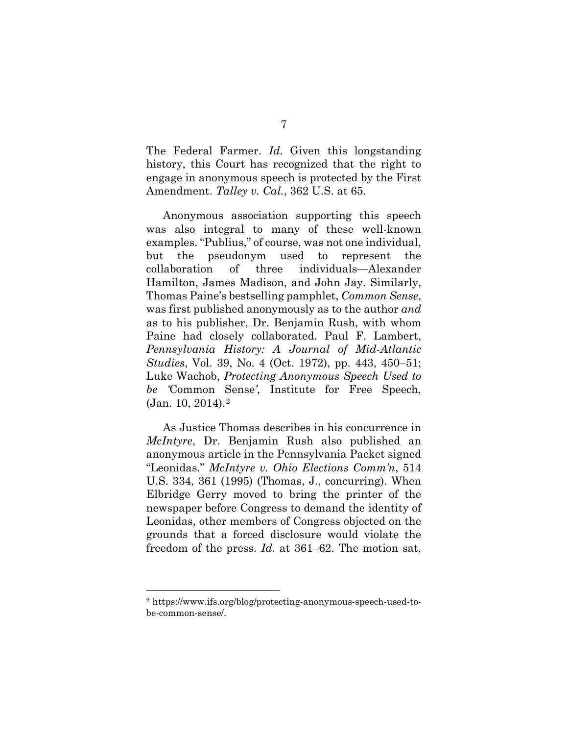The Federal Farmer. *Id*. Given this longstanding history, this Court has recognized that the right to engage in anonymous speech is protected by the First Amendment. *Talley v. Cal.*, 362 U.S. at 65.

Anonymous association supporting this speech was also integral to many of these well-known examples. "Publius," of course, was not one individual, but the pseudonym used to represent the collaboration of three individuals—Alexander Hamilton, James Madison, and John Jay. Similarly, Thomas Paine's bestselling pamphlet, *Common Sense*, was first published anonymously as to the author *and* as to his publisher, Dr. Benjamin Rush, with whom Paine had closely collaborated. Paul F. Lambert, *Pennsylvania History: A Journal of Mid-Atlantic Studies*, Vol. 39, No. 4 (Oct. 1972), pp. 443, 450–51; Luke Wachob, *Protecting Anonymous Speech Used to be 'Common Sense'*, Institute for Free Speech, (Jan. 10, 2014).[2]

As Justice Thomas describes in his concurrence in *McIntyre*, Dr. Benjamin Rush also published an anonymous article in the Pennsylvania Packet signed "Leonidas." *McIntyre v. Ohio Elections Comm'n*, 514 U.S. 334, 361 (1995) (Thomas, J., concurring). When Elbridge Gerry moved to bring the printer of the newspaper before Congress to demand the identity of Leonidas, other members of Congress objected on the grounds that a forced disclosure would violate the freedom of the press. *Id.* at 361–62. The motion sat,

---

[2] https://www.ifs.org/blog/protecting-anonymous-speech-used-to-be-common-sense/.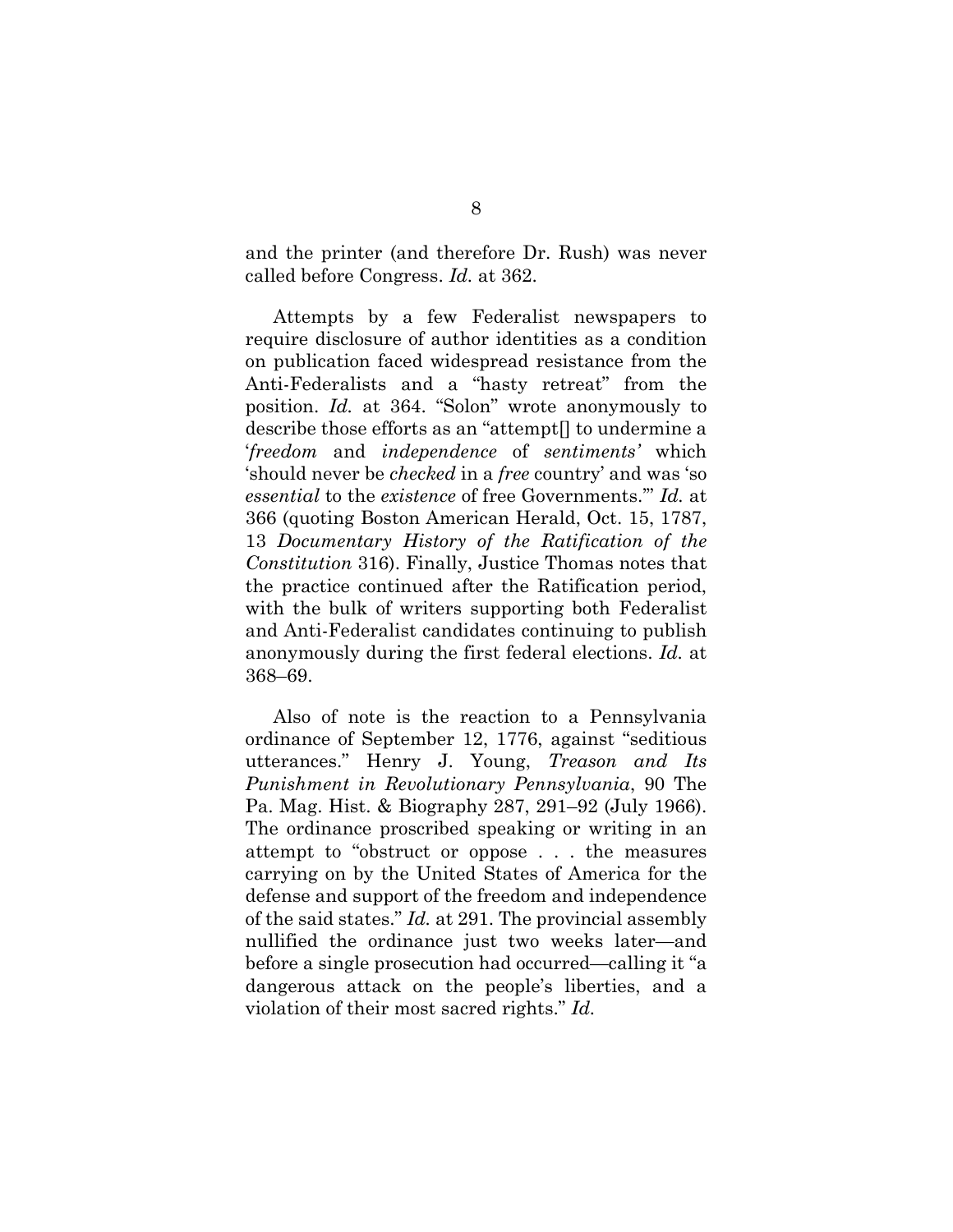and the printer (and therefore Dr. Rush) was never called before Congress. *Id.* at 362.

Attempts by a few Federalist newspapers to require disclosure of author identities as a condition on publication faced widespread resistance from the Anti-Federalists and a "hasty retreat" from the position. *Id.* at 364. "Solon" wrote anonymously to describe those efforts as an "attempt[] to undermine a '*freedom* and *independence* of *sentiments'* which 'should never be *checked* in a *free* country' and was 'so *essential* to the *existence* of free Governments.'" *Id.* at 366 (quoting Boston American Herald, Oct. 15, 1787, 13 *Documentary History of the Ratification of the Constitution* 316). Finally, Justice Thomas notes that the practice continued after the Ratification period, with the bulk of writers supporting both Federalist and Anti-Federalist candidates continuing to publish anonymously during the first federal elections. *Id.* at 368–69.

Also of note is the reaction to a Pennsylvania ordinance of September 12, 1776, against "seditious utterances." Henry J. Young, *Treason and Its Punishment in Revolutionary Pennsylvania*, 90 The Pa. Mag. Hist. & Biography 287, 291–92 (July 1966). The ordinance proscribed speaking or writing in an attempt to "obstruct or oppose . . . the measures carrying on by the United States of America for the defense and support of the freedom and independence of the said states." *Id.* at 291. The provincial assembly nullified the ordinance just two weeks later—and before a single prosecution had occurred—calling it "a dangerous attack on the people's liberties, and a violation of their most sacred rights." *Id.*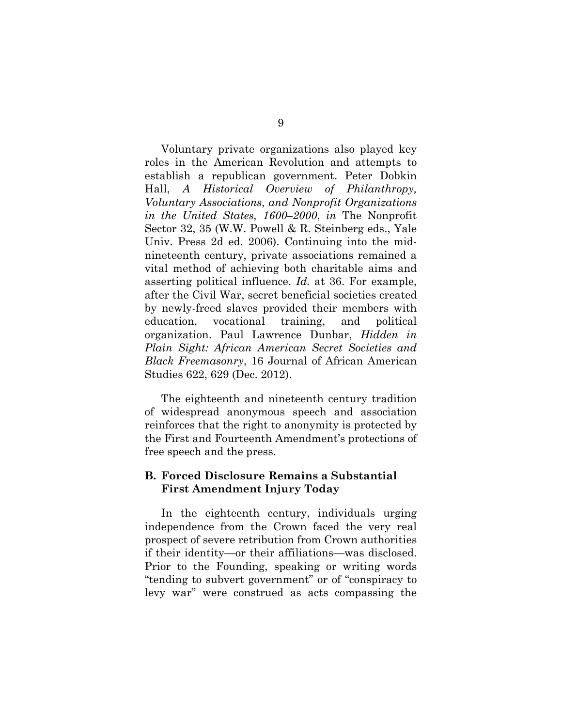Voluntary private organizations also played key roles in the American Revolution and attempts to establish a republican government. Peter Dobkin Hall, *A Historical Overview of Philanthropy, Voluntary Associations, and Nonprofit Organizations in the United States, 1600–2000*, *in* The Nonprofit Sector 32, 35 (W.W. Powell & R. Steinberg eds., Yale Univ. Press 2d ed. 2006). Continuing into the mid-nineteenth century, private associations remained a vital method of achieving both charitable aims and asserting political influence. *Id.* at 36. For example, after the Civil War, secret beneficial societies created by newly-freed slaves provided their members with education, vocational training, and political organization. Paul Lawrence Dunbar, *Hidden in Plain Sight: African American Secret Societies and Black Freemasonry*, 16 Journal of African American Studies 622, 629 (Dec. 2012).

The eighteenth and nineteenth century tradition of widespread anonymous speech and association reinforces that the right to anonymity is protected by the First and Fourteenth Amendment's protections of free speech and the press.

### B. Forced Disclosure Remains a Substantial First Amendment Injury Today

In the eighteenth century, individuals urging independence from the Crown faced the very real prospect of severe retribution from Crown authorities if their identity—or their affiliations—was disclosed. Prior to the Founding, speaking or writing words "tending to subvert government" or of "conspiracy to levy war" were construed as acts compassing the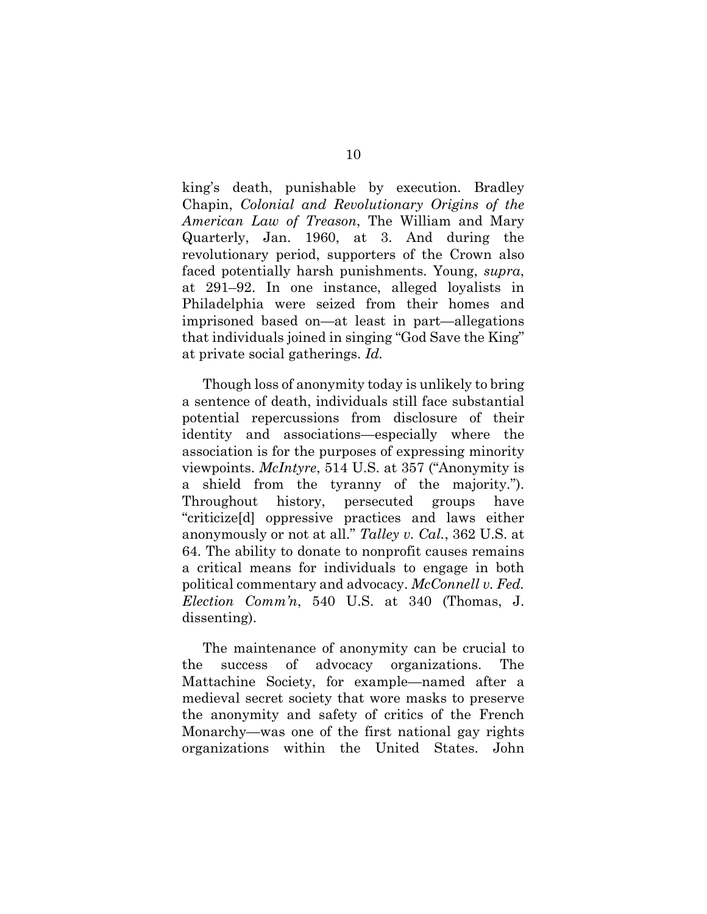king's death, punishable by execution. Bradley Chapin, *Colonial and Revolutionary Origins of the American Law of Treason*, The William and Mary Quarterly, Jan. 1960, at 3. And during the revolutionary period, supporters of the Crown also faced potentially harsh punishments. Young, *supra*, at 291–92. In one instance, alleged loyalists in Philadelphia were seized from their homes and imprisoned based on—at least in part—allegations that individuals joined in singing "God Save the King" at private social gatherings. *Id.*

Though loss of anonymity today is unlikely to bring a sentence of death, individuals still face substantial potential repercussions from disclosure of their identity and associations—especially where the association is for the purposes of expressing minority viewpoints. *McIntyre*, 514 U.S. at 357 ("Anonymity is a shield from the tyranny of the majority."). Throughout history, persecuted groups have "criticize[d] oppressive practices and laws either anonymously or not at all." *Talley v. Cal.*, 362 U.S. at 64. The ability to donate to nonprofit causes remains a critical means for individuals to engage in both political commentary and advocacy. *McConnell v. Fed. Election Comm'n*, 540 U.S. at 340 (Thomas, J. dissenting).

The maintenance of anonymity can be crucial to the success of advocacy organizations. The Mattachine Society, for example—named after a medieval secret society that wore masks to preserve the anonymity and safety of critics of the French Monarchy—was one of the first national gay rights organizations within the United States. John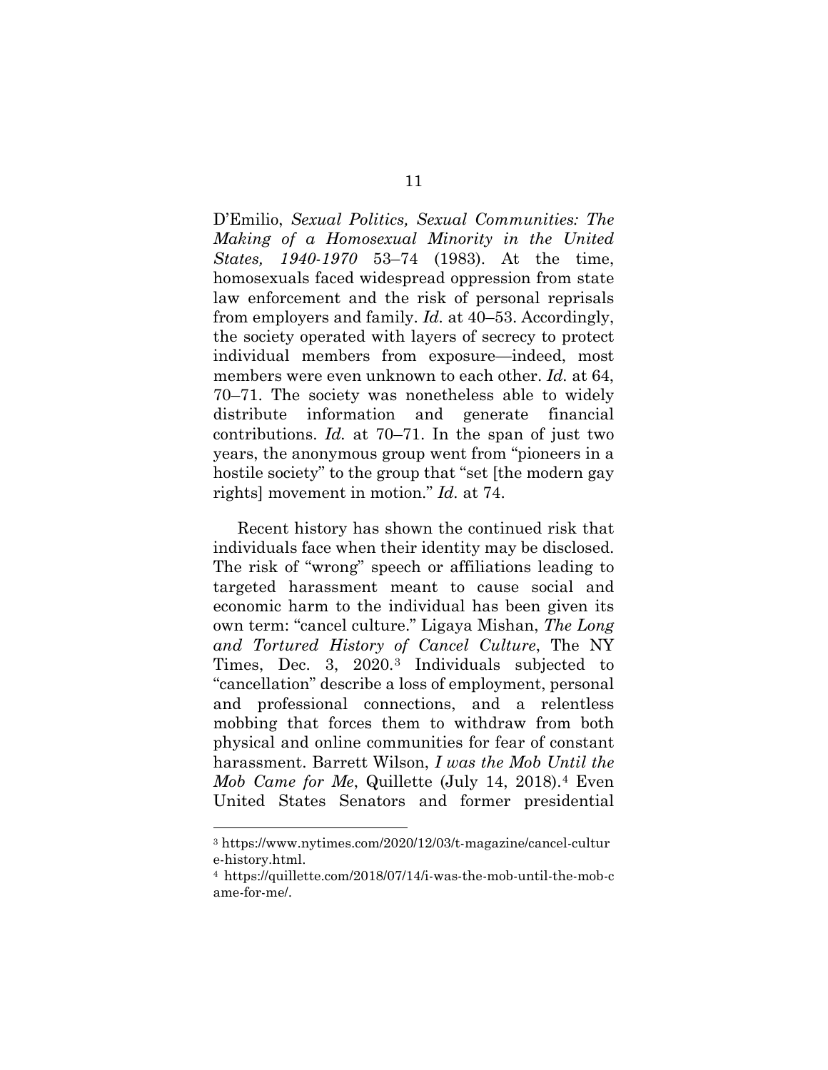D'Emilio, *Sexual Politics, Sexual Communities: The Making of a Homosexual Minority in the United States, 1940-1970* 53–74 (1983). At the time, homosexuals faced widespread oppression from state law enforcement and the risk of personal reprisals from employers and family. *Id.* at 40–53. Accordingly, the society operated with layers of secrecy to protect individual members from exposure—indeed, most members were even unknown to each other. *Id.* at 64, 70–71. The society was nonetheless able to widely distribute information and generate financial contributions. *Id.* at 70–71. In the span of just two years, the anonymous group went from "pioneers in a hostile society" to the group that "set [the modern gay rights] movement in motion." *Id.* at 74.

Recent history has shown the continued risk that individuals face when their identity may be disclosed. The risk of "wrong" speech or affiliations leading to targeted harassment meant to cause social and economic harm to the individual has been given its own term: "cancel culture." Ligaya Mishan, *The Long and Tortured History of Cancel Culture*, The NY Times, Dec. 3, 2020.[3] Individuals subjected to "cancellation" describe a loss of employment, personal and professional connections, and a relentless mobbing that forces them to withdraw from both physical and online communities for fear of constant harassment. Barrett Wilson, *I was the Mob Until the Mob Came for Me*, Quillette (July 14, 2018).[4] Even United States Senators and former presidential

[3] https://www.nytimes.com/2020/12/03/t-magazine/cancel-culture-history.html.

[4] https://quillette.com/2018/07/14/i-was-the-mob-until-the-mob-came-for-me/.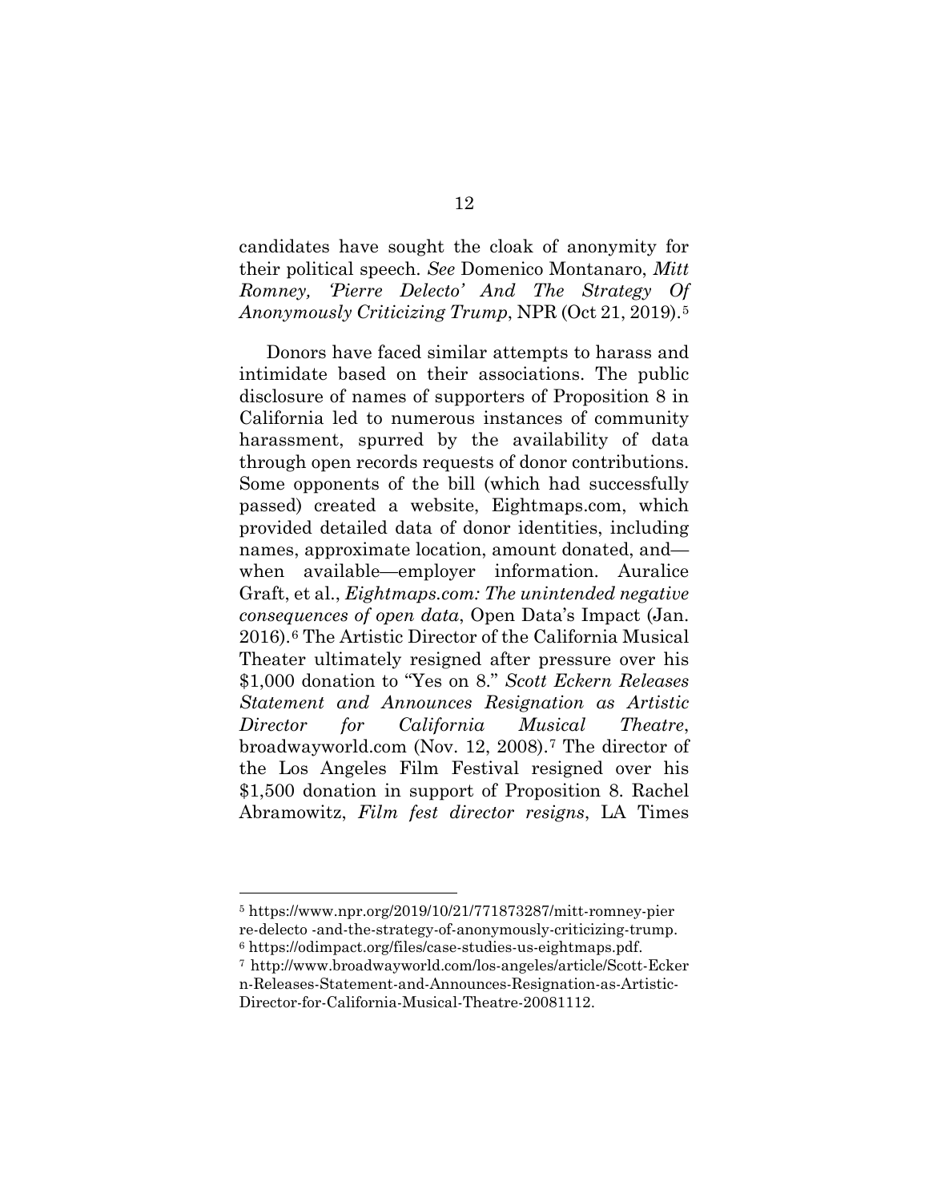candidates have sought the cloak of anonymity for their political speech. *See* Domenico Montanaro, *Mitt Romney, 'Pierre Delecto' And The Strategy Of Anonymously Criticizing Trump*, NPR (Oct 21, 2019).[5]

Donors have faced similar attempts to harass and intimidate based on their associations. The public disclosure of names of supporters of Proposition 8 in California led to numerous instances of community harassment, spurred by the availability of data through open records requests of donor contributions. Some opponents of the bill (which had successfully passed) created a website, Eightmaps.com, which provided detailed data of donor identities, including names, approximate location, amount donated, and—when available—employer information. Auralice Graft, et al., *Eightmaps.com: The unintended negative consequences of open data*, Open Data's Impact (Jan. 2016).[6] The Artistic Director of the California Musical Theater ultimately resigned after pressure over his $1,000 donation to "Yes on 8." *Scott Eckern Releases Statement and Announces Resignation as Artistic Director for California Musical Theatre*, broadwayworld.com (Nov. 12, 2008).[7] The director of the Los Angeles Film Festival resigned over his $1,500 donation in support of Proposition 8. Rachel Abramowitz, *Film fest director resigns*, LA Times

---

[5] https://www.npr.org/2019/10/21/771873287/mitt-romney-pierre-delecto -and-the-strategy-of-anonymously-criticizing-trump.

[6] https://odimpact.org/files/case-studies-us-eightmaps.pdf.

[7] http://www.broadwayworld.com/los-angeles/article/Scott-Eckern-Releases-Statement-and-Announces-Resignation-as-Artistic-Director-for-California-Musical-Theatre-20081112.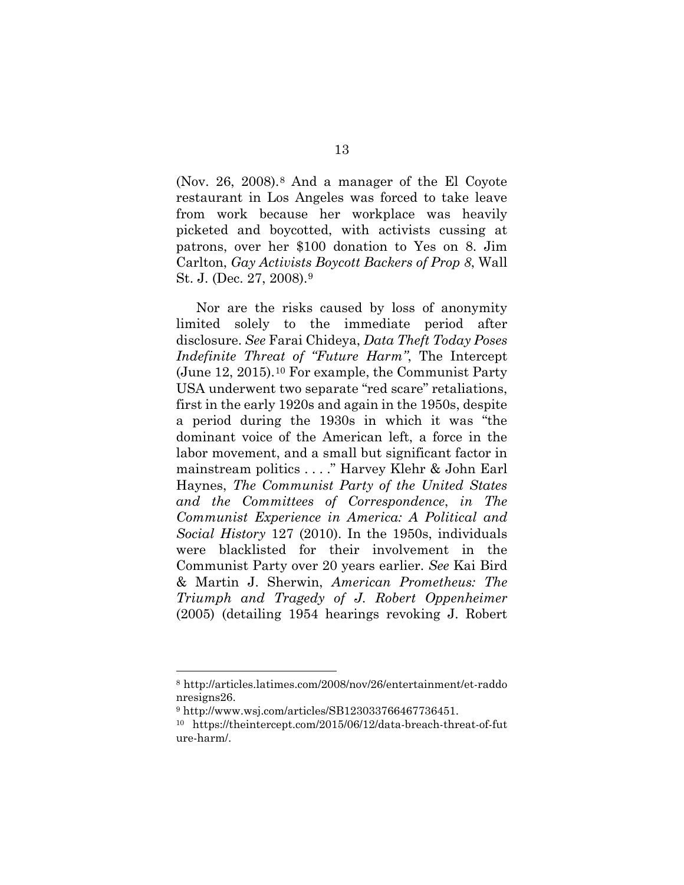(Nov. 26, 2008).[8] And a manager of the El Coyote restaurant in Los Angeles was forced to take leave from work because her workplace was heavily picketed and boycotted, with activists cussing at patrons, over her $100 donation to Yes on 8. Jim Carlton, *Gay Activists Boycott Backers of Prop 8*, Wall St. J. (Dec. 27, 2008).[9]

Nor are the risks caused by loss of anonymity limited solely to the immediate period after disclosure. *See* Farai Chideya, *Data Theft Today Poses Indefinite Threat of "Future Harm"*, The Intercept (June 12, 2015).[10] For example, the Communist Party USA underwent two separate "red scare" retaliations, first in the early 1920s and again in the 1950s, despite a period during the 1930s in which it was "the dominant voice of the American left, a force in the labor movement, and a small but significant factor in mainstream politics . . . ." Harvey Klehr & John Earl Haynes, *The Communist Party of the United States and the Committees of Correspondence*, *in The Communist Experience in America: A Political and Social History* 127 (2010). In the 1950s, individuals were blacklisted for their involvement in the Communist Party over 20 years earlier. *See* Kai Bird & Martin J. Sherwin, *American Prometheus: The Triumph and Tragedy of J. Robert Oppenheimer* (2005) (detailing 1954 hearings revoking J. Robert

---

[8] http://articles.latimes.com/2008/nov/26/entertainment/et-raddonresigns26.

[9] http://www.wsj.com/articles/SB123033766467736451.

[10] https://theintercept.com/2015/06/12/data-breach-threat-of-future-harm/.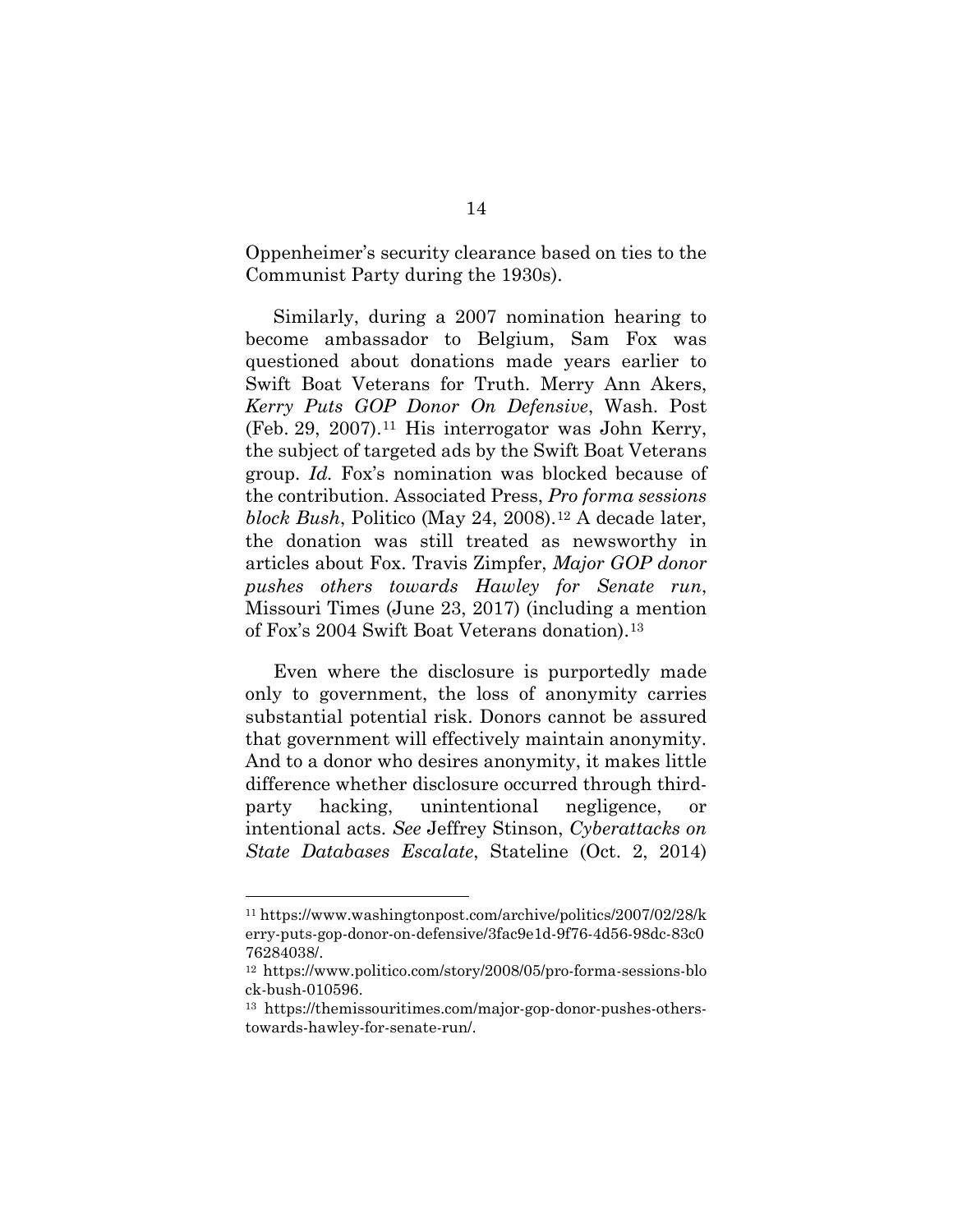Oppenheimer's security clearance based on ties to the Communist Party during the 1930s).

Similarly, during a 2007 nomination hearing to become ambassador to Belgium, Sam Fox was questioned about donations made years earlier to Swift Boat Veterans for Truth. Merry Ann Akers, *Kerry Puts GOP Donor On Defensive*, Wash. Post (Feb. 29, 2007).[11] His interrogator was John Kerry, the subject of targeted ads by the Swift Boat Veterans group. *Id.* Fox's nomination was blocked because of the contribution. Associated Press, *Pro forma sessions block Bush*, Politico (May 24, 2008).[12] A decade later, the donation was still treated as newsworthy in articles about Fox. Travis Zimpfer, *Major GOP donor pushes others towards Hawley for Senate run*, Missouri Times (June 23, 2017) (including a mention of Fox's 2004 Swift Boat Veterans donation).[13]

Even where the disclosure is purportedly made only to government, the loss of anonymity carries substantial potential risk. Donors cannot be assured that government will effectively maintain anonymity. And to a donor who desires anonymity, it makes little difference whether disclosure occurred through third-party hacking, unintentional negligence, or intentional acts. *See* Jeffrey Stinson, *Cyberattacks on State Databases Escalate*, Stateline (Oct. 2, 2014)

---

[11] https://www.washingtonpost.com/archive/politics/2007/02/28/kerry-puts-gop-donor-on-defensive/3fac9e1d-9f76-4d56-98dc-83c076284038/.

[12] https://www.politico.com/story/2008/05/pro-forma-sessions-block-bush-010596.

[13] https://themissouritimes.com/major-gop-donor-pushes-others-towards-hawley-for-senate-run/.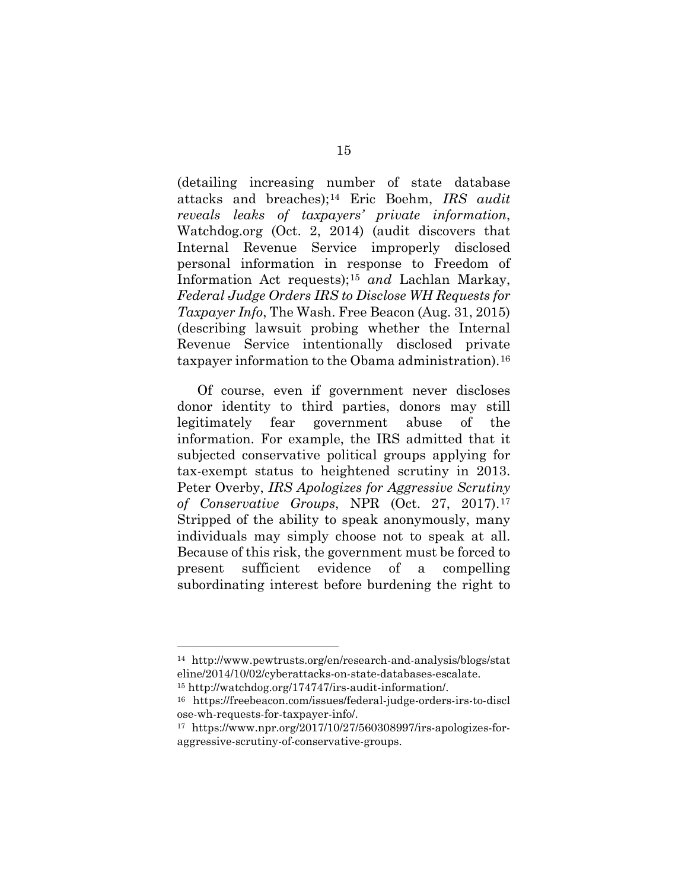(detailing increasing number of state database attacks and breaches);[14] Eric Boehm, *IRS audit reveals leaks of taxpayers' private information*, Watchdog.org (Oct. 2, 2014) (audit discovers that Internal Revenue Service improperly disclosed personal information in response to Freedom of Information Act requests);[15] *and* Lachlan Markay, *Federal Judge Orders IRS to Disclose WH Requests for Taxpayer Info*, The Wash. Free Beacon (Aug. 31, 2015) (describing lawsuit probing whether the Internal Revenue Service intentionally disclosed private taxpayer information to the Obama administration).[16]

Of course, even if government never discloses donor identity to third parties, donors may still legitimately fear government abuse of the information. For example, the IRS admitted that it subjected conservative political groups applying for tax-exempt status to heightened scrutiny in 2013. Peter Overby, *IRS Apologizes for Aggressive Scrutiny of Conservative Groups*, NPR (Oct. 27, 2017).[17] Stripped of the ability to speak anonymously, many individuals may simply choose not to speak at all. Because of this risk, the government must be forced to present sufficient evidence of a compelling subordinating interest before burdening the right to

---

[14] http://www.pewtrusts.org/en/research-and-analysis/blogs/stateline/2014/10/02/cyberattacks-on-state-databases-escalate.

[15] http://watchdog.org/174747/irs-audit-information/.

[16] https://freebeacon.com/issues/federal-judge-orders-irs-to-disclose-wh-requests-for-taxpayer-info/.

[17] https://www.npr.org/2017/10/27/560308997/irs-apologizes-for-aggressive-scrutiny-of-conservative-groups.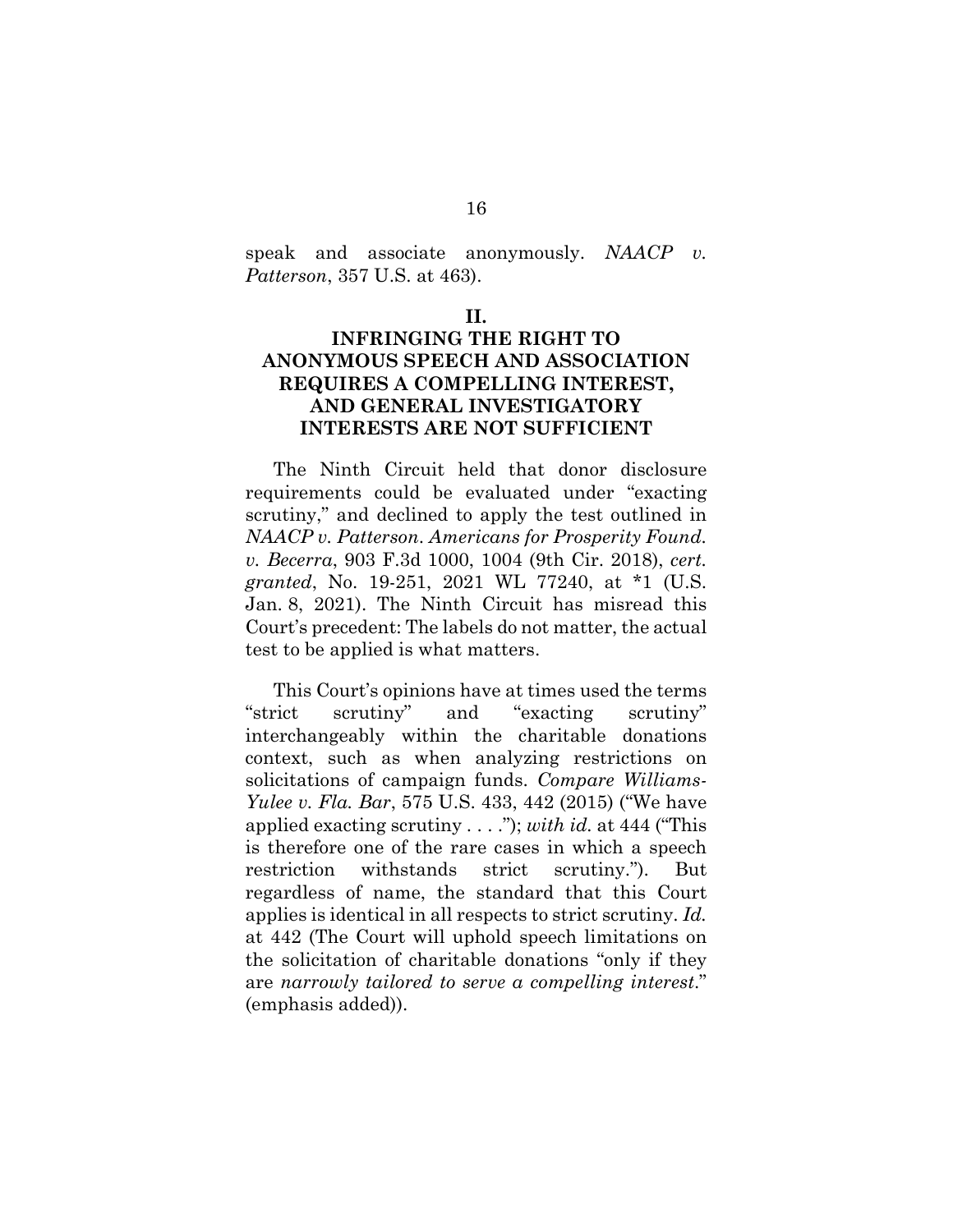speak and associate anonymously. *NAACP v. Patterson*, 357 U.S. at 463).

## II.

## INFRINGING THE RIGHT TO ANONYMOUS SPEECH AND ASSOCIATION REQUIRES A COMPELLING INTEREST, AND GENERAL INVESTIGATORY INTERESTS ARE NOT SUFFICIENT

The Ninth Circuit held that donor disclosure requirements could be evaluated under "exacting scrutiny," and declined to apply the test outlined in *NAACP v. Patterson*. *Americans for Prosperity Found. v. Becerra*, 903 F.3d 1000, 1004 (9th Cir. 2018), *cert. granted*, No. 19-251, 2021 WL 77240, at \*1 (U.S. Jan. 8, 2021). The Ninth Circuit has misread this Court's precedent: The labels do not matter, the actual test to be applied is what matters.

This Court's opinions have at times used the terms "strict scrutiny" and "exacting scrutiny" interchangeably within the charitable donations context, such as when analyzing restrictions on solicitations of campaign funds. *Compare Williams-Yulee v. Fla. Bar*, 575 U.S. 433, 442 (2015) ("We have applied exacting scrutiny . . . ."); *with id.* at 444 ("This is therefore one of the rare cases in which a speech restriction withstands strict scrutiny."). But regardless of name, the standard that this Court applies is identical in all respects to strict scrutiny. *Id.* at 442 (The Court will uphold speech limitations on the solicitation of charitable donations "only if they are *narrowly tailored to serve a compelling interest*." (emphasis added)).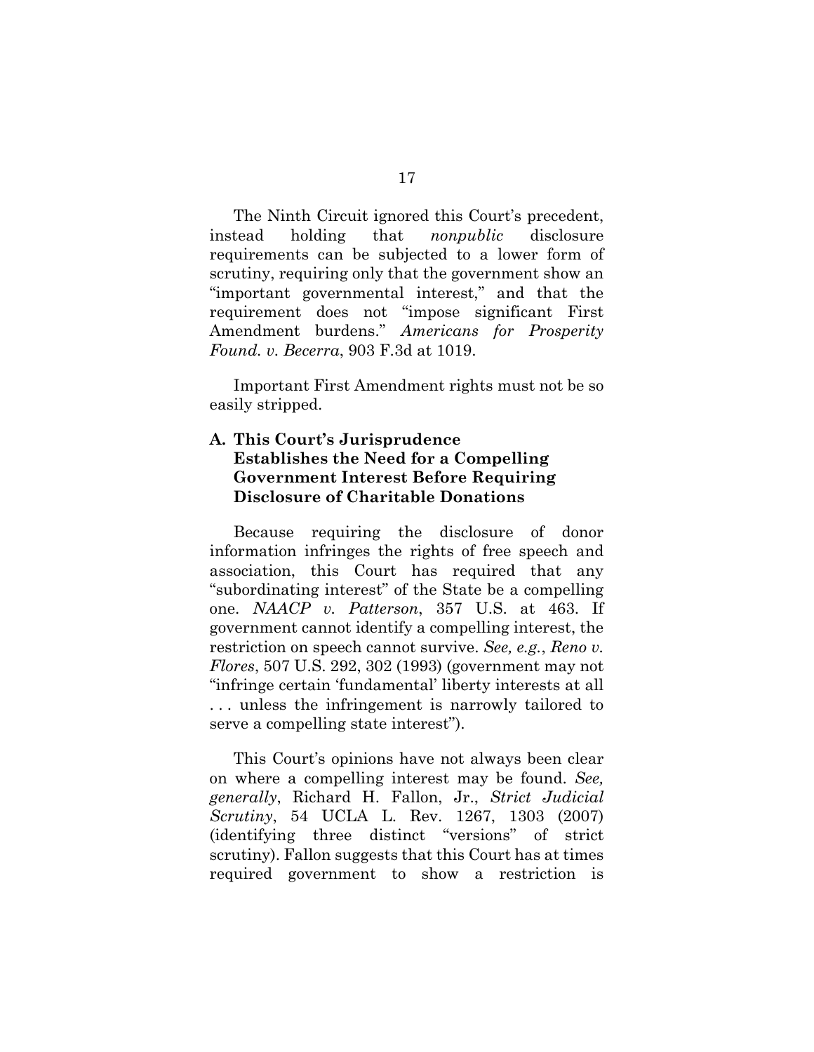The Ninth Circuit ignored this Court's precedent, instead holding that *nonpublic* disclosure requirements can be subjected to a lower form of scrutiny, requiring only that the government show an "important governmental interest," and that the requirement does not "impose significant First Amendment burdens." *Americans for Prosperity Found. v. Becerra*, 903 F.3d at 1019.

Important First Amendment rights must not be so easily stripped.

### A. This Court's Jurisprudence Establishes the Need for a Compelling Government Interest Before Requiring Disclosure of Charitable Donations

Because requiring the disclosure of donor information infringes the rights of free speech and association, this Court has required that any "subordinating interest" of the State be a compelling one. *NAACP v. Patterson*, 357 U.S. at 463. If government cannot identify a compelling interest, the restriction on speech cannot survive. *See, e.g.*, *Reno v. Flores*, 507 U.S. 292, 302 (1993) (government may not "infringe certain 'fundamental' liberty interests at all . . . unless the infringement is narrowly tailored to serve a compelling state interest").

This Court's opinions have not always been clear on where a compelling interest may be found. *See, generally*, Richard H. Fallon, Jr., *Strict Judicial Scrutiny*, 54 UCLA L. Rev. 1267, 1303 (2007) (identifying three distinct "versions" of strict scrutiny). Fallon suggests that this Court has at times required government to show a restriction is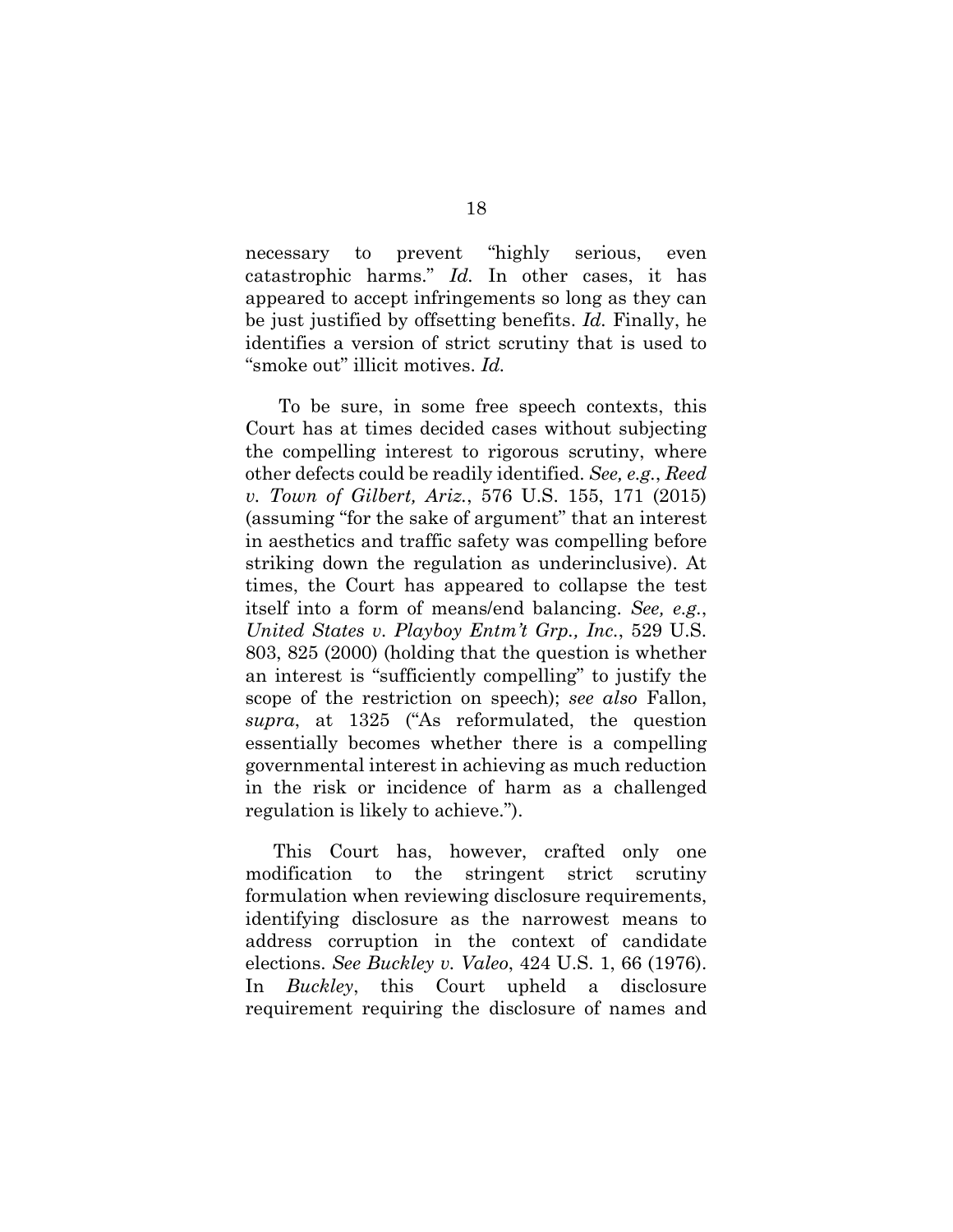necessary to prevent "highly serious, even catastrophic harms." *Id.* In other cases, it has appeared to accept infringements so long as they can be just justified by offsetting benefits. *Id.* Finally, he identifies a version of strict scrutiny that is used to "smoke out" illicit motives. *Id.*

To be sure, in some free speech contexts, this Court has at times decided cases without subjecting the compelling interest to rigorous scrutiny, where other defects could be readily identified. *See, e.g.*, *Reed v. Town of Gilbert, Ariz.*, 576 U.S. 155, 171 (2015) (assuming "for the sake of argument" that an interest in aesthetics and traffic safety was compelling before striking down the regulation as underinclusive). At times, the Court has appeared to collapse the test itself into a form of means/end balancing. *See, e.g.*, *United States v. Playboy Entm't Grp., Inc.*, 529 U.S. 803, 825 (2000) (holding that the question is whether an interest is "sufficiently compelling" to justify the scope of the restriction on speech); *see also* Fallon, *supra*, at 1325 ("As reformulated, the question essentially becomes whether there is a compelling governmental interest in achieving as much reduction in the risk or incidence of harm as a challenged regulation is likely to achieve.").

This Court has, however, crafted only one modification to the stringent strict scrutiny formulation when reviewing disclosure requirements, identifying disclosure as the narrowest means to address corruption in the context of candidate elections. *See Buckley v. Valeo*, 424 U.S. 1, 66 (1976). In *Buckley*, this Court upheld a disclosure requirement requiring the disclosure of names and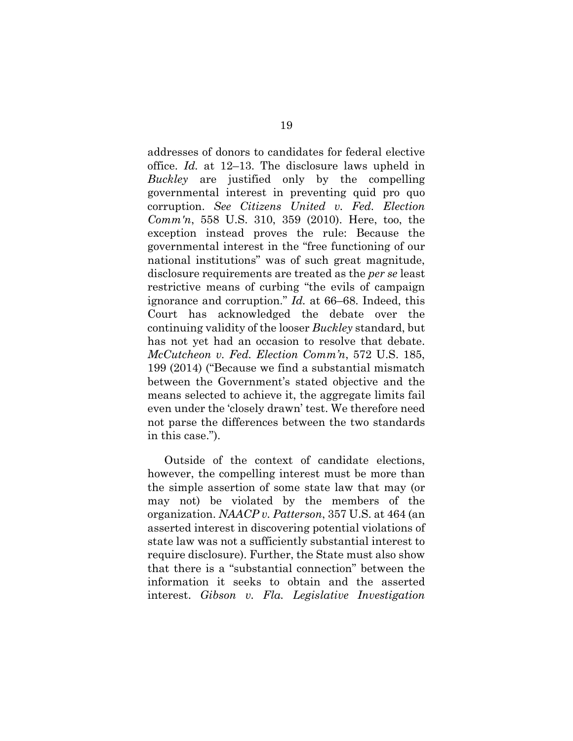addresses of donors to candidates for federal elective office. *Id.* at 12–13. The disclosure laws upheld in *Buckley* are justified only by the compelling governmental interest in preventing quid pro quo corruption. *See Citizens United v. Fed. Election Comm'n*, 558 U.S. 310, 359 (2010). Here, too, the exception instead proves the rule: Because the governmental interest in the "free functioning of our national institutions" was of such great magnitude, disclosure requirements are treated as the *per se* least restrictive means of curbing "the evils of campaign ignorance and corruption." *Id.* at 66–68. Indeed, this Court has acknowledged the debate over the continuing validity of the looser *Buckley* standard, but has not yet had an occasion to resolve that debate. *McCutcheon v. Fed. Election Comm'n*, 572 U.S. 185, 199 (2014) ("Because we find a substantial mismatch between the Government's stated objective and the means selected to achieve it, the aggregate limits fail even under the 'closely drawn' test. We therefore need not parse the differences between the two standards in this case.").

Outside of the context of candidate elections, however, the compelling interest must be more than the simple assertion of some state law that may (or may not) be violated by the members of the organization. *NAACP v. Patterson*, 357 U.S. at 464 (an asserted interest in discovering potential violations of state law was not a sufficiently substantial interest to require disclosure). Further, the State must also show that there is a "substantial connection" between the information it seeks to obtain and the asserted interest. *Gibson v. Fla. Legislative Investigation*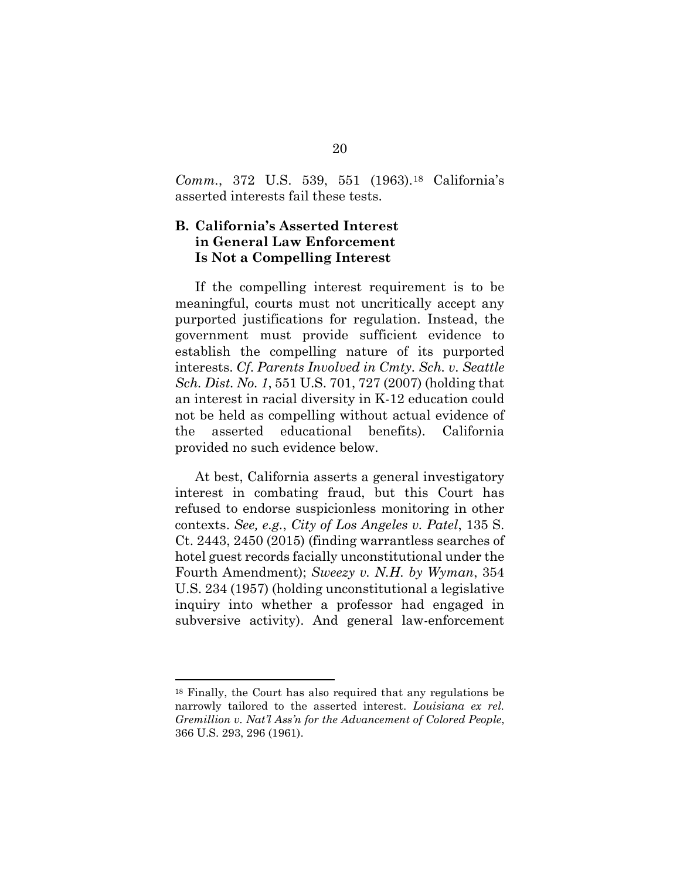*Comm.*, 372 U.S. 539, 551 (1963).[18] California's asserted interests fail these tests.

### B. California's Asserted Interest in General Law Enforcement Is Not a Compelling Interest

If the compelling interest requirement is to be meaningful, courts must not uncritically accept any purported justifications for regulation. Instead, the government must provide sufficient evidence to establish the compelling nature of its purported interests. *Cf. Parents Involved in Cmty. Sch. v. Seattle Sch. Dist. No. 1*, 551 U.S. 701, 727 (2007) (holding that an interest in racial diversity in K-12 education could not be held as compelling without actual evidence of the asserted educational benefits). California provided no such evidence below.

At best, California asserts a general investigatory interest in combating fraud, but this Court has refused to endorse suspicionless monitoring in other contexts. *See, e.g.*, *City of Los Angeles v. Patel*, 135 S. Ct. 2443, 2450 (2015) (finding warrantless searches of hotel guest records facially unconstitutional under the Fourth Amendment); *Sweezy v. N.H. by Wyman*, 354 U.S. 234 (1957) (holding unconstitutional a legislative inquiry into whether a professor had engaged in subversive activity). And general law-enforcement

---

[18] Finally, the Court has also required that any regulations be narrowly tailored to the asserted interest. *Louisiana ex rel. Gremillion v. Nat'l Ass'n for the Advancement of Colored People*, 366 U.S. 293, 296 (1961).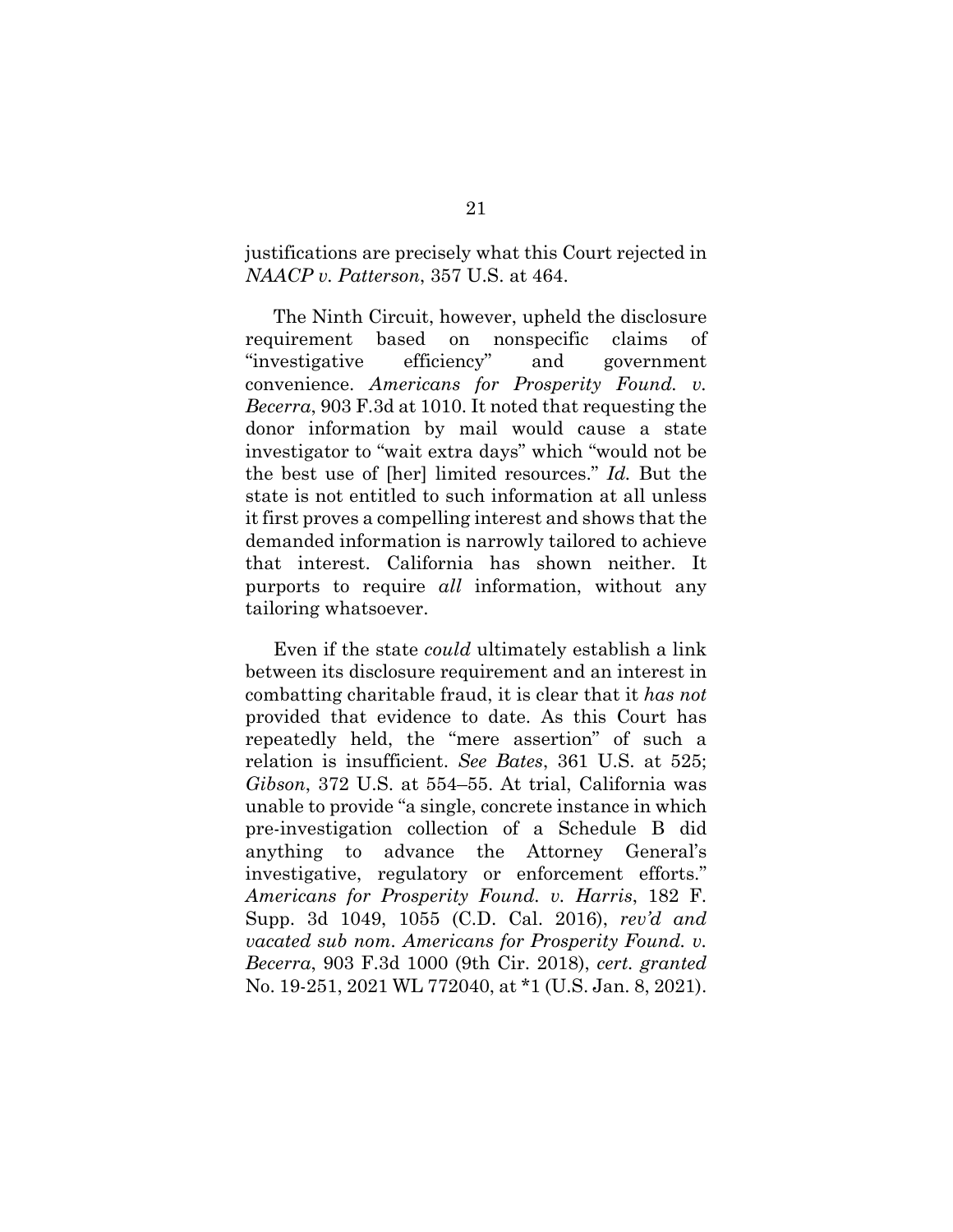justifications are precisely what this Court rejected in *NAACP v. Patterson*, 357 U.S. at 464.

The Ninth Circuit, however, upheld the disclosure requirement based on nonspecific claims of "investigative efficiency" and government convenience. *Americans for Prosperity Found. v. Becerra*, 903 F.3d at 1010. It noted that requesting the donor information by mail would cause a state investigator to "wait extra days" which "would not be the best use of [her] limited resources." *Id.* But the state is not entitled to such information at all unless it first proves a compelling interest and shows that the demanded information is narrowly tailored to achieve that interest. California has shown neither. It purports to require *all* information, without any tailoring whatsoever.

Even if the state *could* ultimately establish a link between its disclosure requirement and an interest in combatting charitable fraud, it is clear that it *has not* provided that evidence to date. As this Court has repeatedly held, the "mere assertion" of such a relation is insufficient. *See Bates*, 361 U.S. at 525; *Gibson*, 372 U.S. at 554–55. At trial, California was unable to provide "a single, concrete instance in which pre-investigation collection of a Schedule B did anything to advance the Attorney General's investigative, regulatory or enforcement efforts." *Americans for Prosperity Found. v. Harris*, 182 F. Supp. 3d 1049, 1055 (C.D. Cal. 2016), *rev'd and vacated sub nom. Americans for Prosperity Found. v. Becerra*, 903 F.3d 1000 (9th Cir. 2018), *cert. granted* No. 19-251, 2021 WL 772040, at *1 (U.S. Jan. 8, 2021).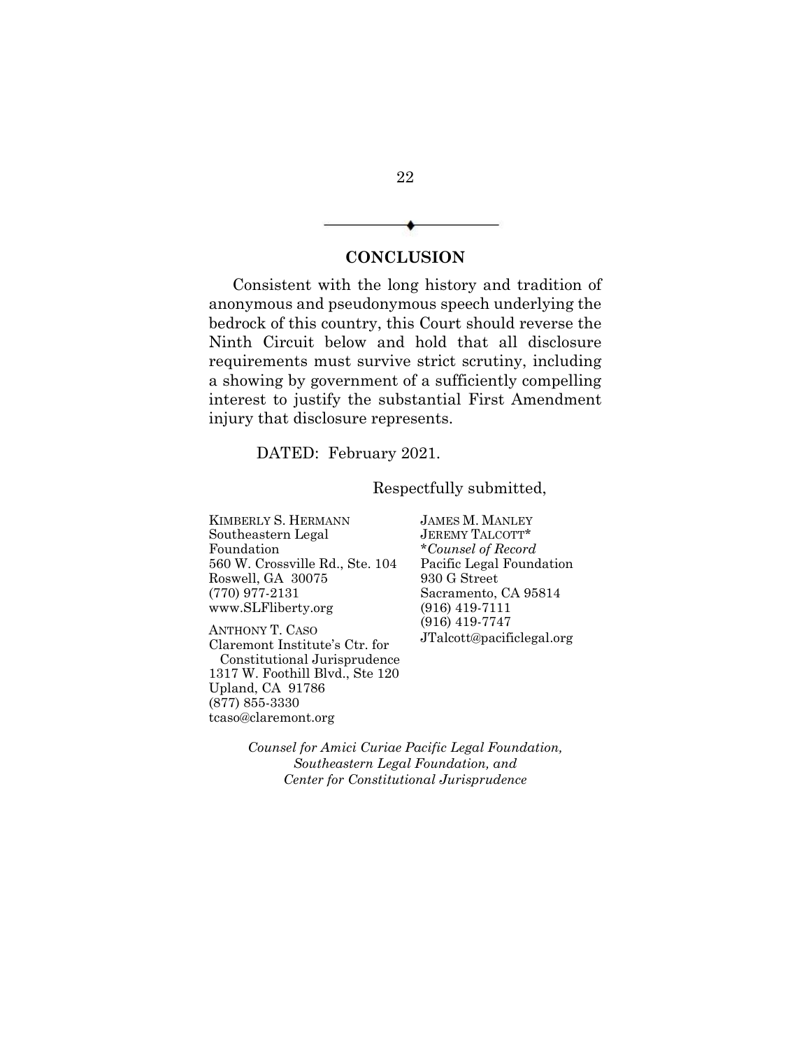## CONCLUSION

Consistent with the long history and tradition of anonymous and pseudonymous speech underlying the bedrock of this country, this Court should reverse the Ninth Circuit below and hold that all disclosure requirements must survive strict scrutiny, including a showing by government of a sufficiently compelling interest to justify the substantial First Amendment injury that disclosure represents.

DATED: February 2021.

Respectfully submitted,

KIMBERLY S. HERMANN
Southeastern Legal Foundation
560 W. Crossville Rd., Ste. 104
Roswell, GA 30075
(770) 977-2131
www.SLFliberty.org

ANTHONY T. CASO
Claremont Institute's Ctr. for Constitutional Jurisprudence
1317 W. Foothill Blvd., Ste 120
Upland, CA 91786
(877) 855-3330
tcaso@claremont.org

JAMES M. MANLEY
JEREMY TALCOTT*
**Counsel of Record*
Pacific Legal Foundation
930 G Street
Sacramento, CA 95814
(916) 419-7111
(916) 419-7747
JTalcott@pacificlegal.org

*Counsel for Amici Curiae Pacific Legal Foundation, Southeastern Legal Foundation, and Center for Constitutional Jurisprudence*